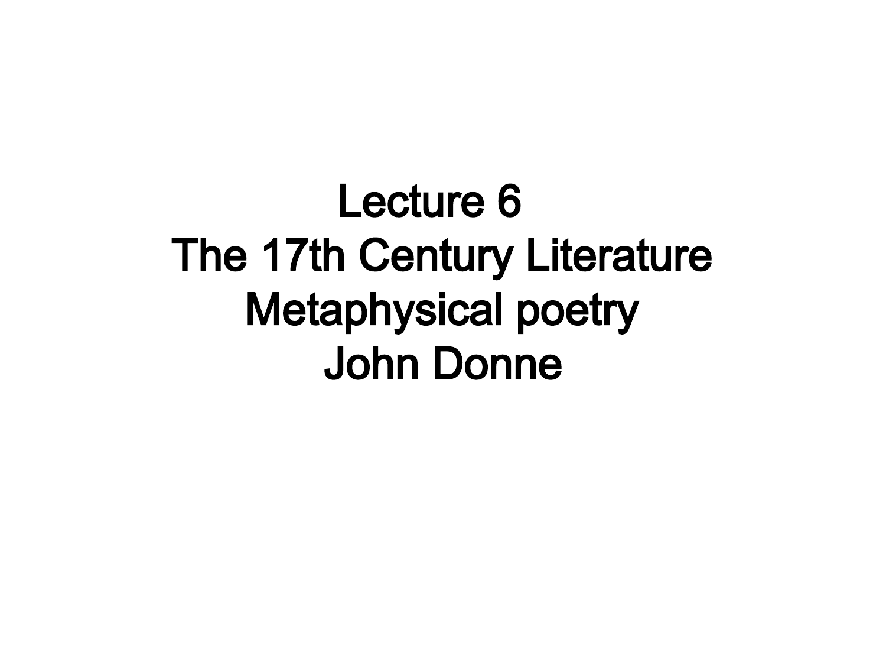# Lecture 6
# The 17th Century Literature
# Metaphysical poetry
# John Donne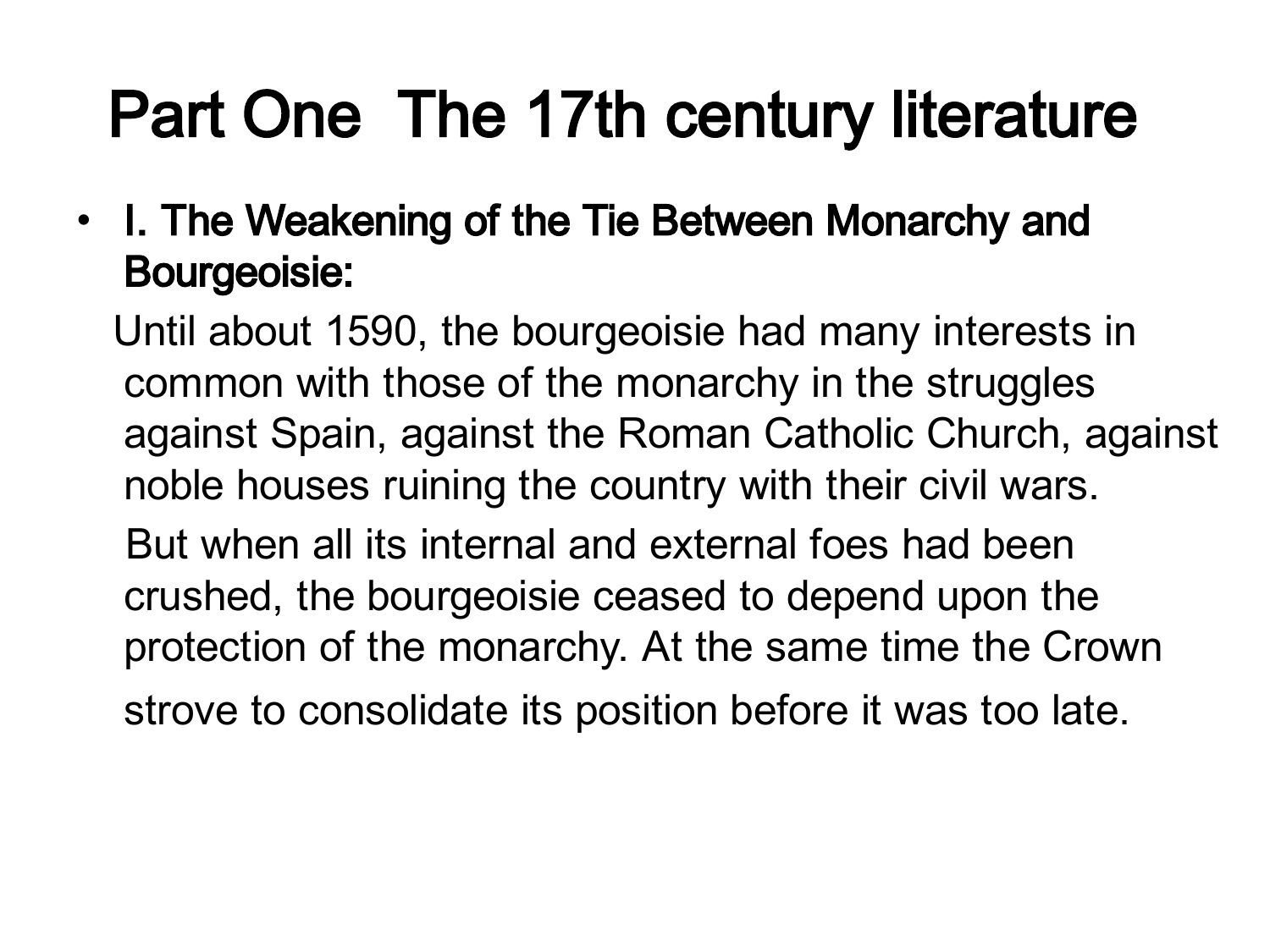# Part One The 17th century literature

- **I. The Weakening of the Tie Between Monarchy and Bourgeoisie:**

  Until about 1590, the bourgeoisie had many interests in common with those of the monarchy in the struggles against Spain, against the Roman Catholic Church, against noble houses ruining the country with their civil wars.

  But when all its internal and external foes had been crushed, the bourgeoisie ceased to depend upon the protection of the monarchy. At the same time the Crown strove to consolidate its position before it was too late.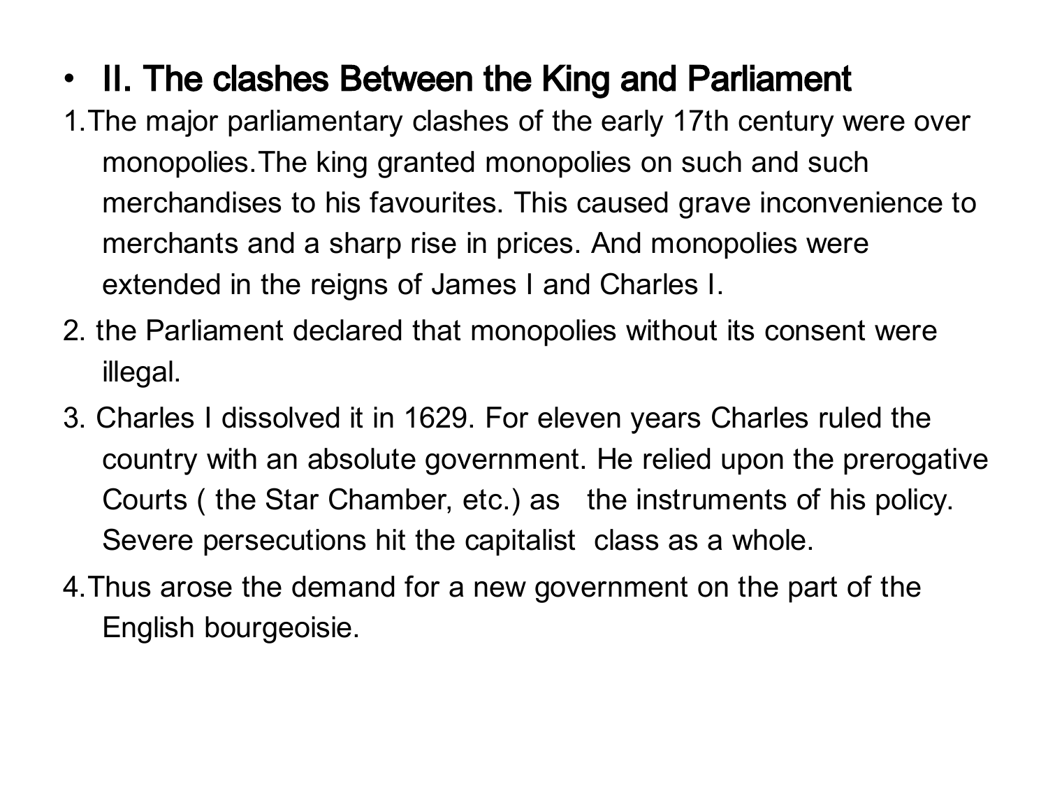- **II. The clashes Between the King and Parliament**

1. The major parliamentary clashes of the early 17th century were over monopolies.The king granted monopolies on such and such merchandises to his favourites. This caused grave inconvenience to merchants and a sharp rise in prices. And monopolies were extended in the reigns of James I and Charles I.
2. the Parliament declared that monopolies without its consent were illegal.
3. Charles I dissolved it in 1629. For eleven years Charles ruled the country with an absolute government. He relied upon the prerogative Courts ( the Star Chamber, etc.) as the instruments of his policy. Severe persecutions hit the capitalist class as a whole.
4. Thus arose the demand for a new government on the part of the English bourgeoisie.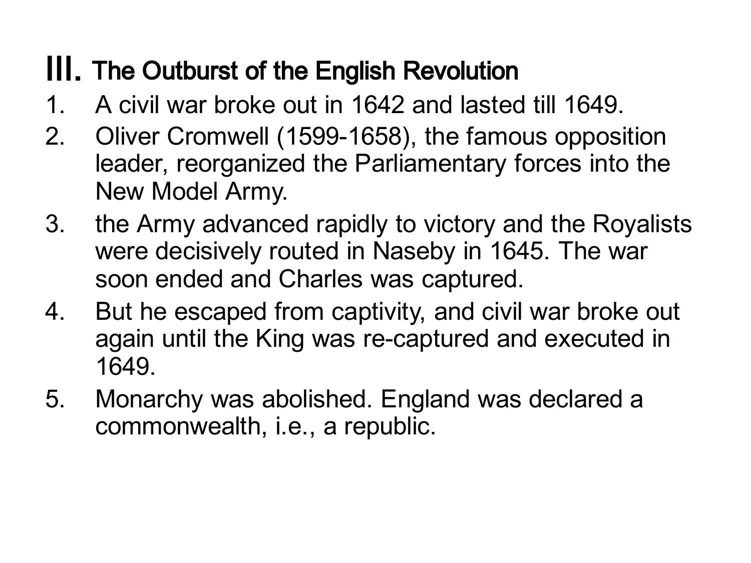## III. The Outburst of the English Revolution

1. A civil war broke out in 1642 and lasted till 1649.
2. Oliver Cromwell (1599-1658), the famous opposition leader, reorganized the Parliamentary forces into the New Model Army.
3. the Army advanced rapidly to victory and the Royalists were decisively routed in Naseby in 1645. The war soon ended and Charles was captured.
4. But he escaped from captivity, and civil war broke out again until the King was re-captured and executed in 1649.
5. Monarchy was abolished. England was declared a commonwealth, i.e., a republic.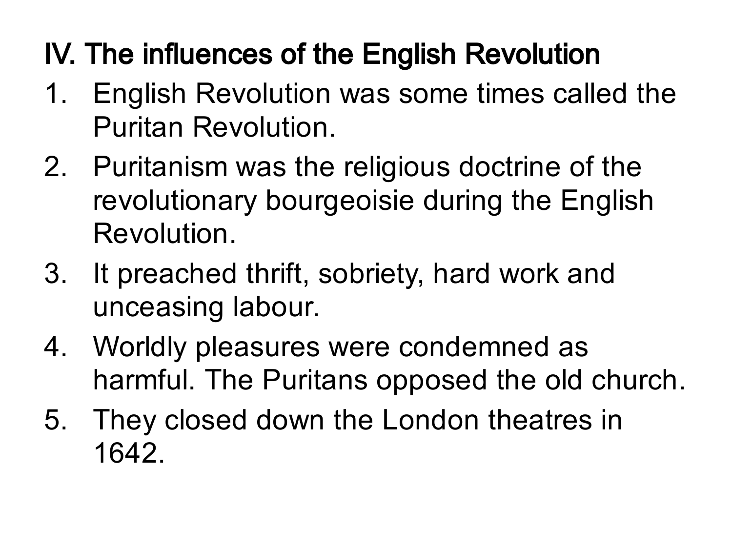## IV. The influences of the English Revolution

1. English Revolution was some times called the Puritan Revolution.
2. Puritanism was the religious doctrine of the revolutionary bourgeoisie during the English Revolution.
3. It preached thrift, sobriety, hard work and unceasing labour.
4. Worldly pleasures were condemned as harmful. The Puritans opposed the old church.
5. They closed down the London theatres in 1642.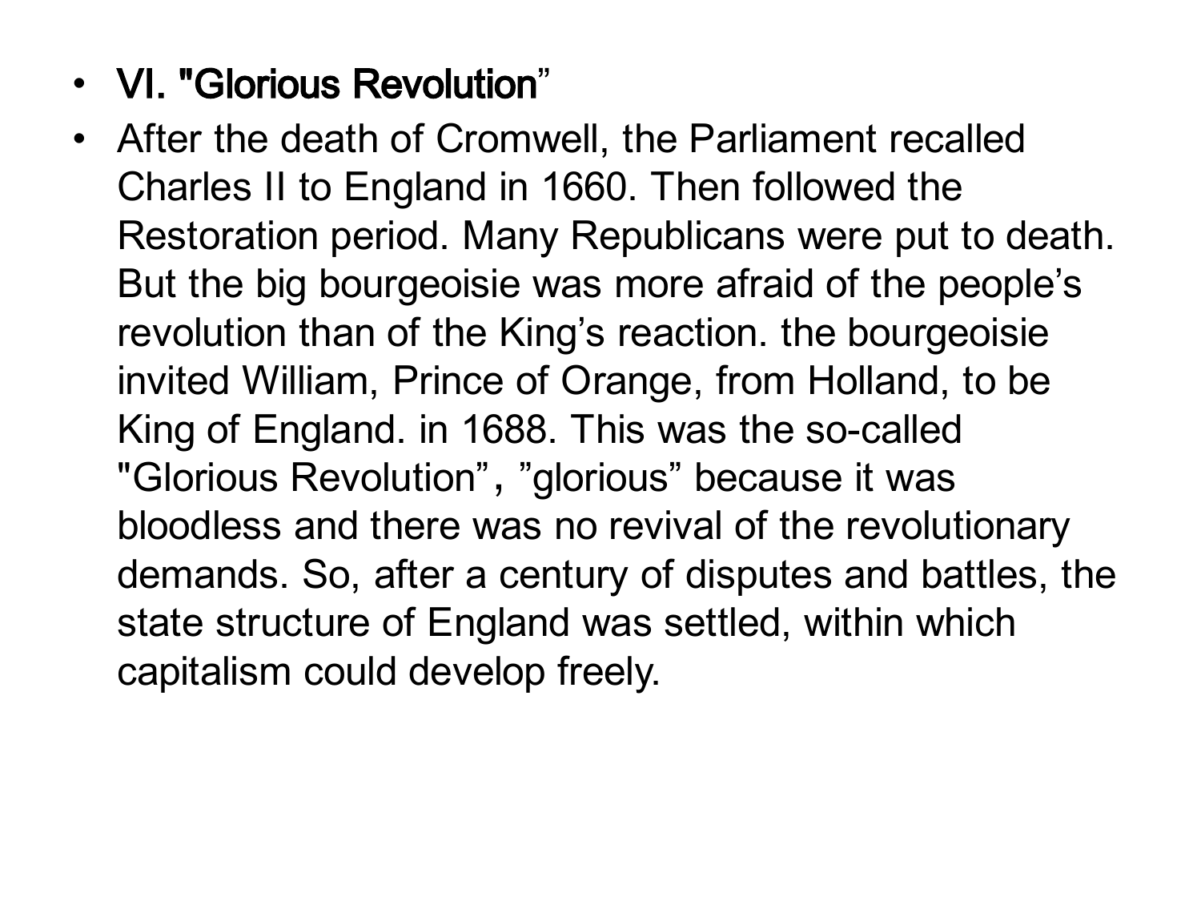- **VI. "Glorious Revolution"**
- After the death of Cromwell, the Parliament recalled Charles II to England in 1660. Then followed the Restoration period. Many Republicans were put to death. But the big bourgeoisie was more afraid of the people's revolution than of the King's reaction. the bourgeoisie invited William, Prince of Orange, from Holland, to be King of England. in 1688. This was the so-called "Glorious Revolution", "glorious" because it was bloodless and there was no revival of the revolutionary demands. So, after a century of disputes and battles, the state structure of England was settled, within which capitalism could develop freely.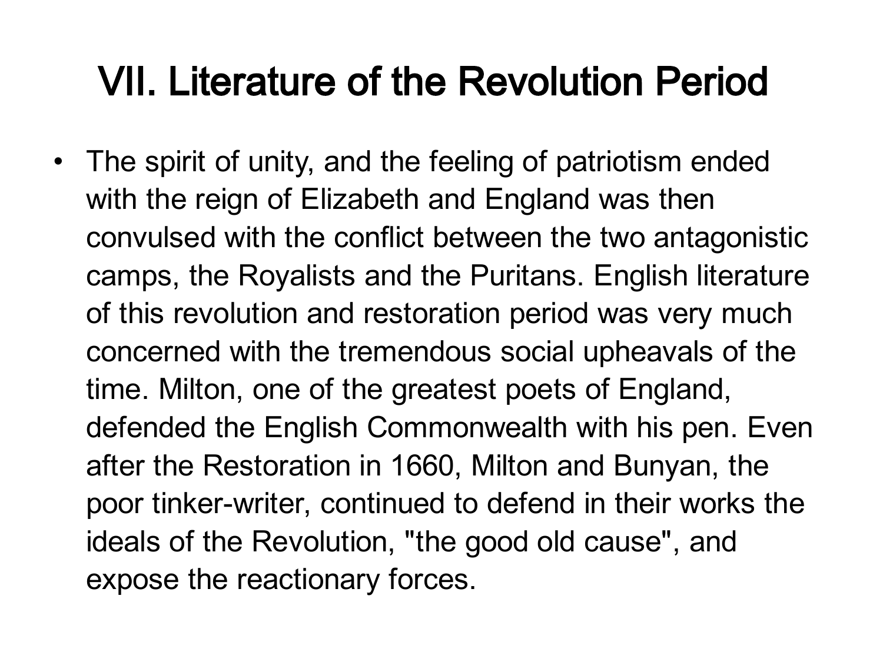# VII. Literature of the Revolution Period

- The spirit of unity, and the feeling of patriotism ended with the reign of Elizabeth and England was then convulsed with the conflict between the two antagonistic camps, the Royalists and the Puritans. English literature of this revolution and restoration period was very much concerned with the tremendous social upheavals of the time. Milton, one of the greatest poets of England, defended the English Commonwealth with his pen. Even after the Restoration in 1660, Milton and Bunyan, the poor tinker-writer, continued to defend in their works the ideals of the Revolution, "the good old cause", and expose the reactionary forces.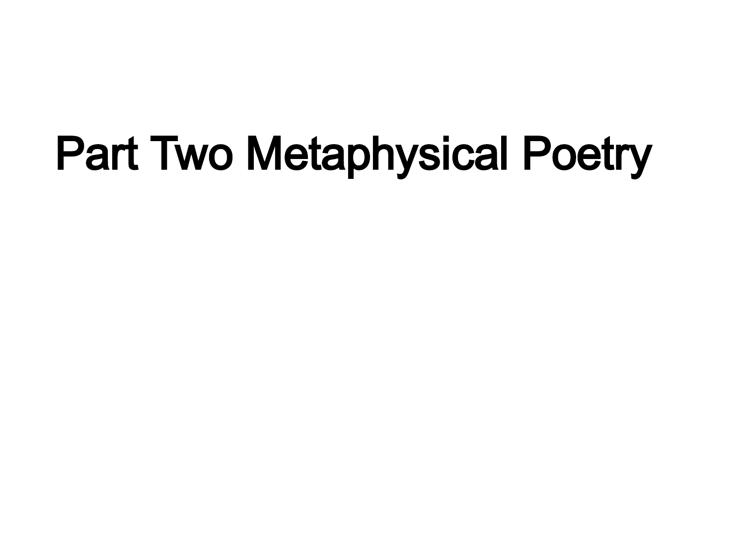# Part Two Metaphysical Poetry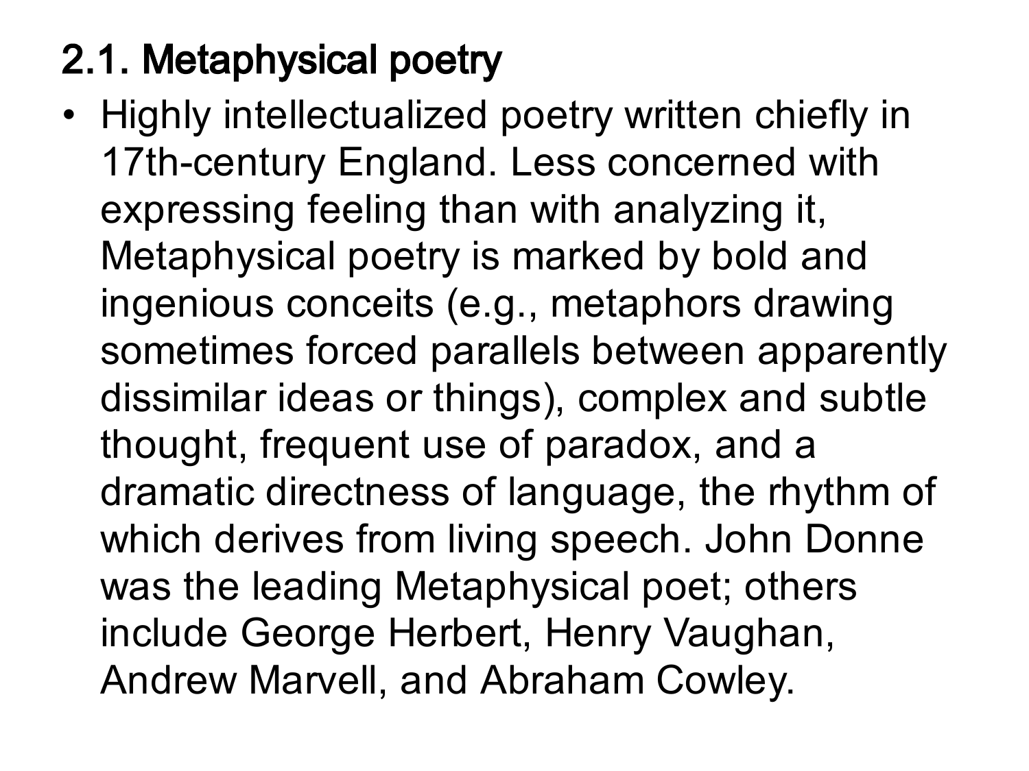## 2.1. Metaphysical poetry

- Highly intellectualized poetry written chiefly in 17th-century England. Less concerned with expressing feeling than with analyzing it, Metaphysical poetry is marked by bold and ingenious conceits (e.g., metaphors drawing sometimes forced parallels between apparently dissimilar ideas or things), complex and subtle thought, frequent use of paradox, and a dramatic directness of language, the rhythm of which derives from living speech. John Donne was the leading Metaphysical poet; others include George Herbert, Henry Vaughan, Andrew Marvell, and Abraham Cowley.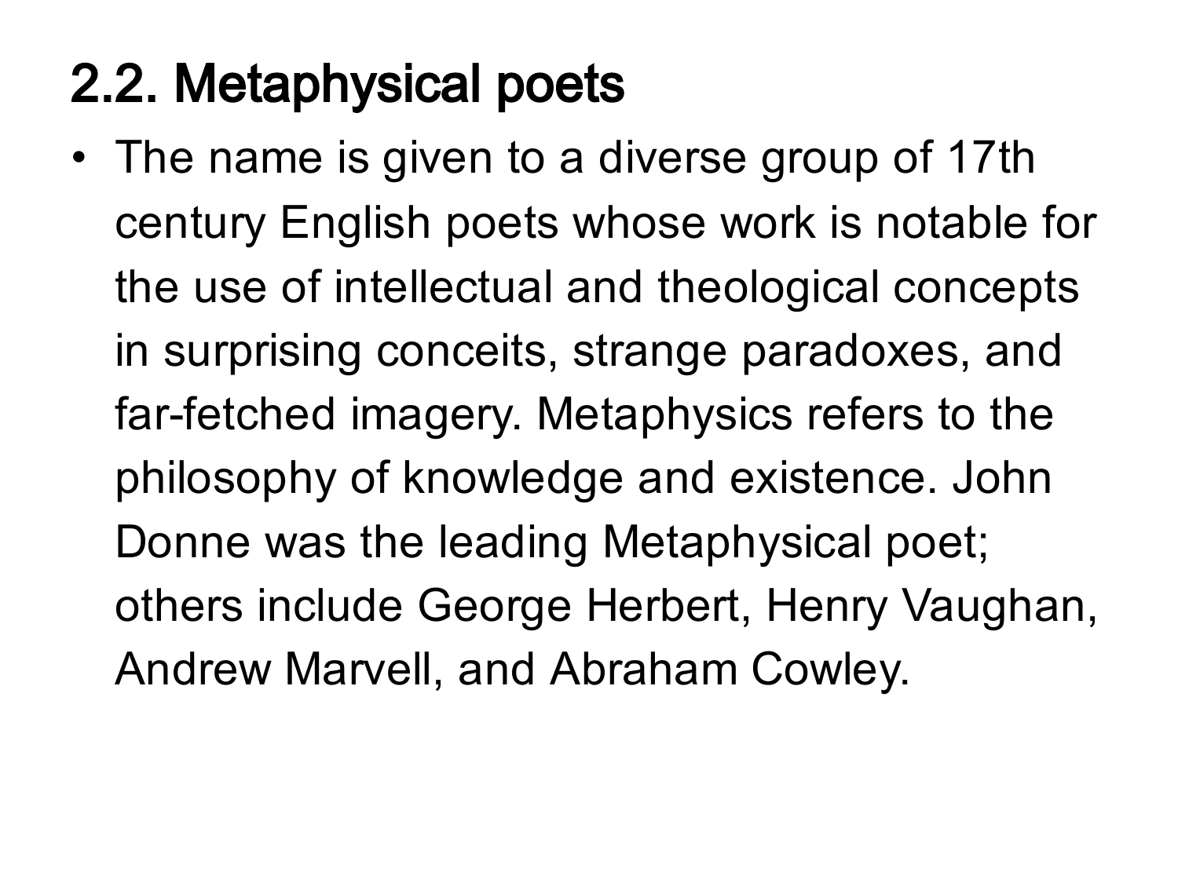## 2.2. Metaphysical poets

- The name is given to a diverse group of 17th century English poets whose work is notable for the use of intellectual and theological concepts in surprising conceits, strange paradoxes, and far-fetched imagery. Metaphysics refers to the philosophy of knowledge and existence. John Donne was the leading Metaphysical poet; others include George Herbert, Henry Vaughan, Andrew Marvell, and Abraham Cowley.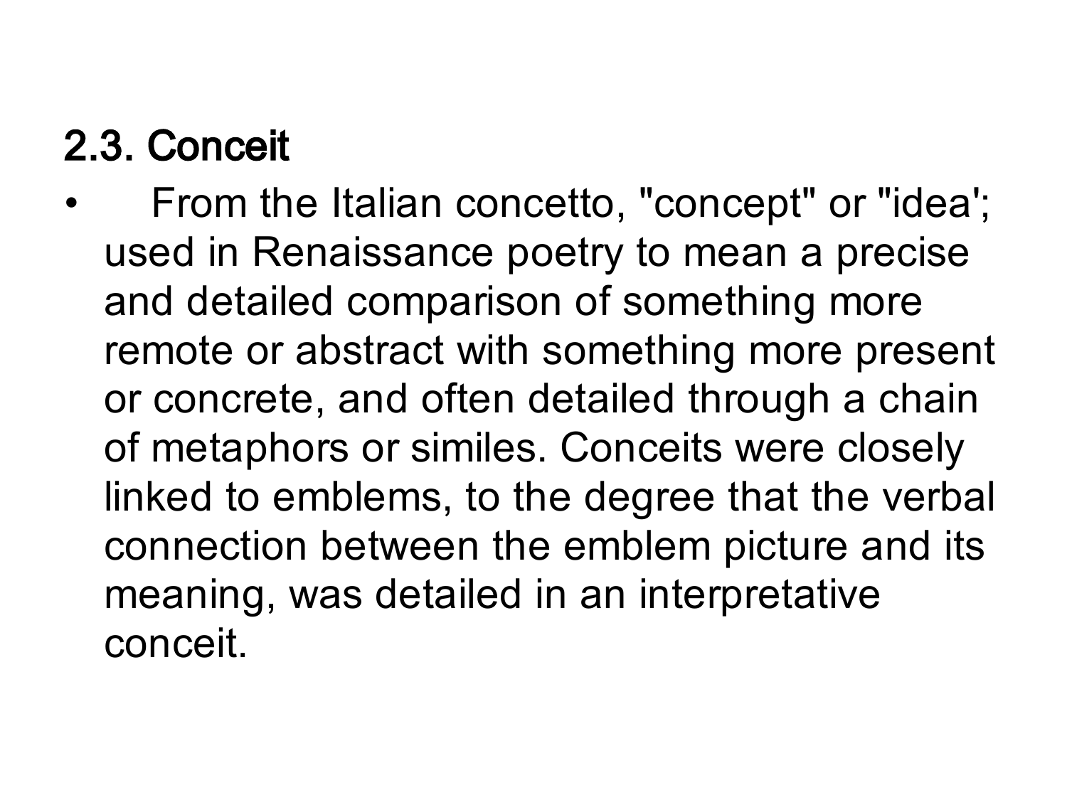## 2.3. Conceit

- From the Italian concetto, "concept" or "idea'; used in Renaissance poetry to mean a precise and detailed comparison of something more remote or abstract with something more present or concrete, and often detailed through a chain of metaphors or similes. Conceits were closely linked to emblems, to the degree that the verbal connection between the emblem picture and its meaning, was detailed in an interpretative conceit.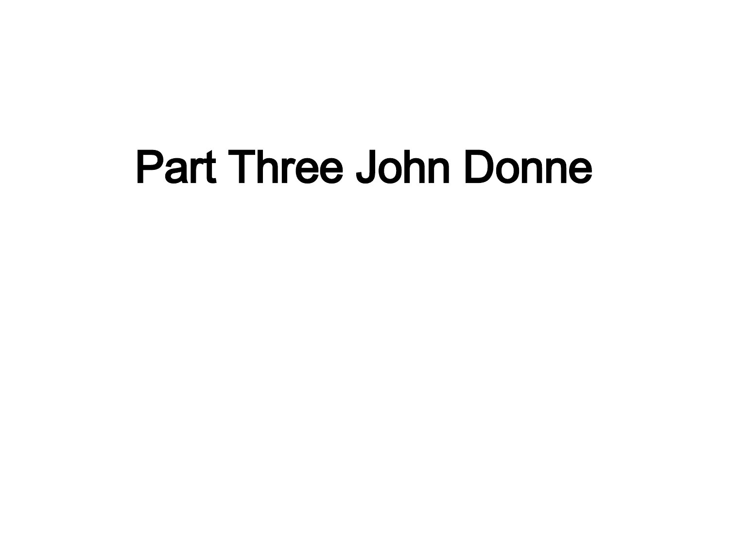# Part Three John Donne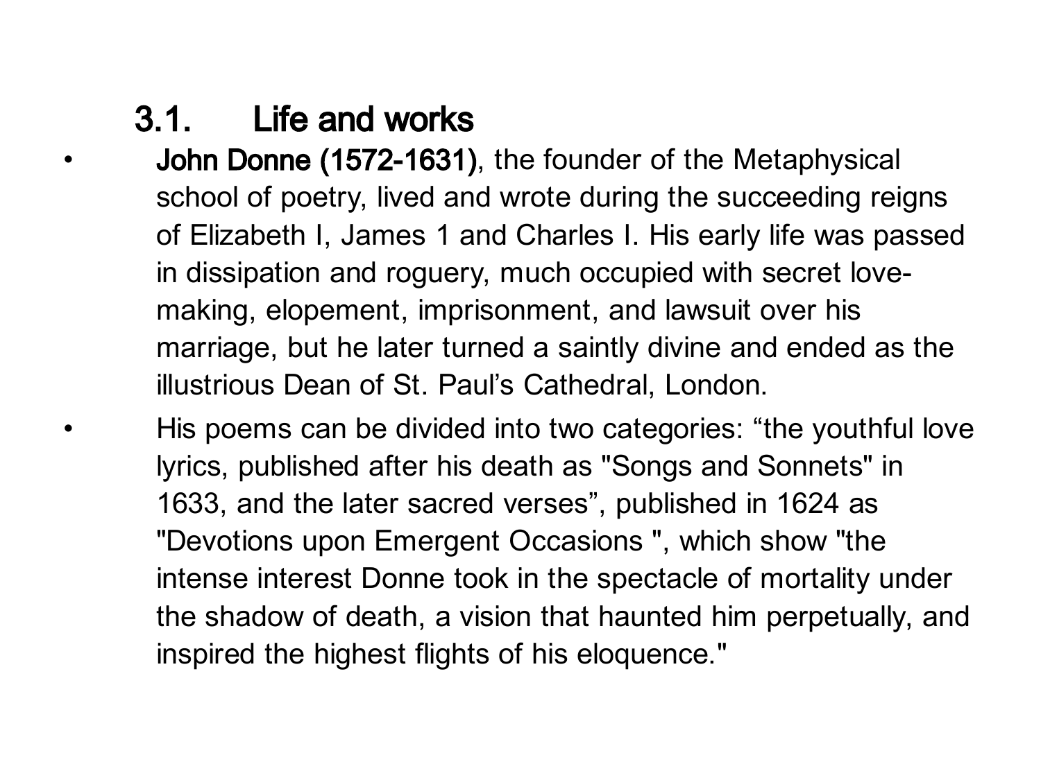## 3.1. Life and works

- **John Donne (1572-1631)**, the founder of the Metaphysical school of poetry, lived and wrote during the succeeding reigns of Elizabeth I, James 1 and Charles I. His early life was passed in dissipation and roguery, much occupied with secret love-making, elopement, imprisonment, and lawsuit over his marriage, but he later turned a saintly divine and ended as the illustrious Dean of St. Paul's Cathedral, London.
- His poems can be divided into two categories: "the youthful love lyrics, published after his death as "Songs and Sonnets" in 1633, and the later sacred verses", published in 1624 as "Devotions upon Emergent Occasions ", which show "the intense interest Donne took in the spectacle of mortality under the shadow of death, a vision that haunted him perpetually, and inspired the highest flights of his eloquence."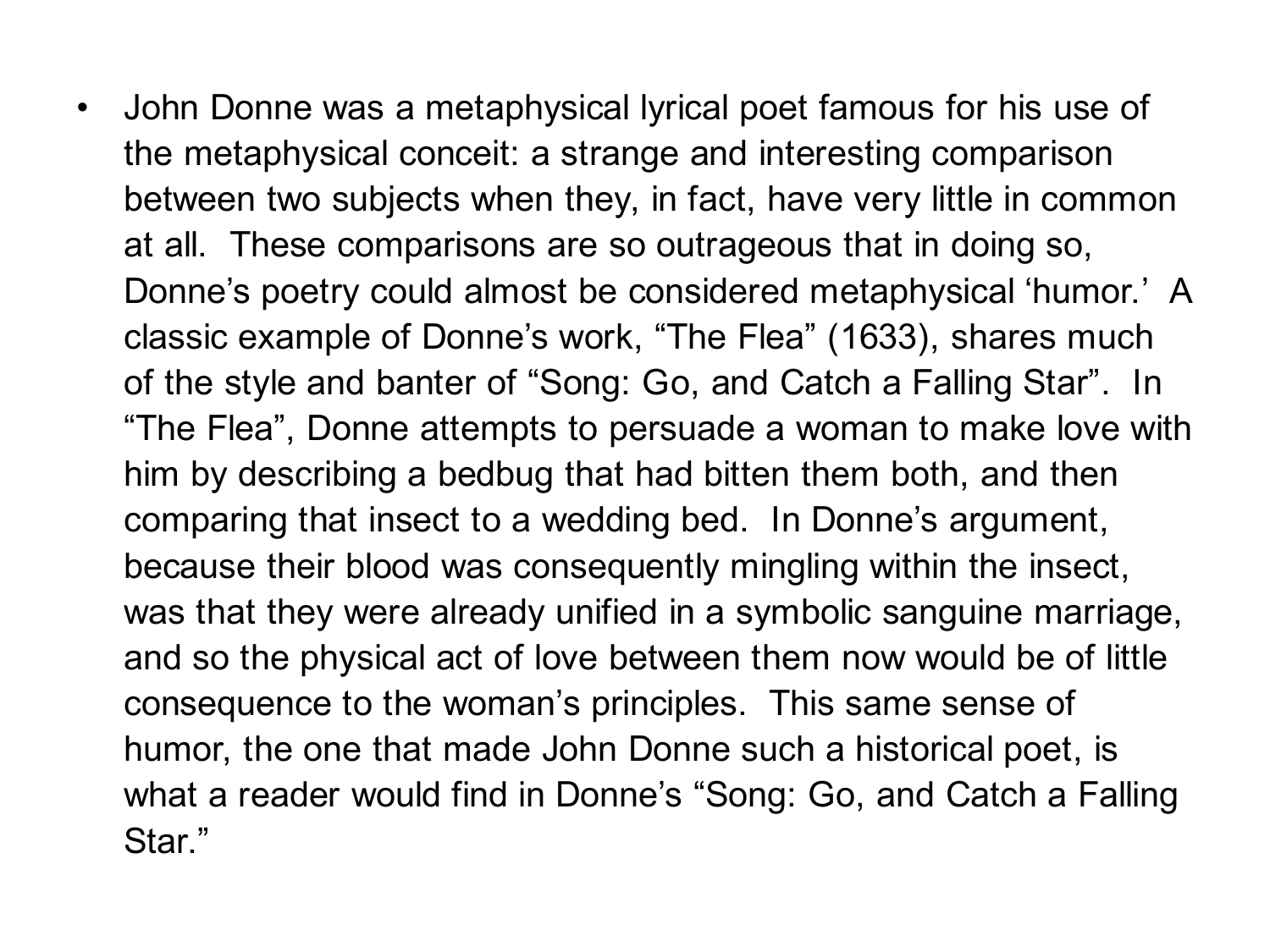- John Donne was a metaphysical lyrical poet famous for his use of the metaphysical conceit: a strange and interesting comparison between two subjects when they, in fact, have very little in common at all.  These comparisons are so outrageous that in doing so, Donne's poetry could almost be considered metaphysical 'humor.'  A classic example of Donne's work, "The Flea" (1633), shares much of the style and banter of "Song: Go, and Catch a Falling Star".  In "The Flea", Donne attempts to persuade a woman to make love with him by describing a bedbug that had bitten them both, and then comparing that insect to a wedding bed.  In Donne's argument, because their blood was consequently mingling within the insect, was that they were already unified in a symbolic sanguine marriage, and so the physical act of love between them now would be of little consequence to the woman's principles.  This same sense of humor, the one that made John Donne such a historical poet, is what a reader would find in Donne's "Song: Go, and Catch a Falling Star."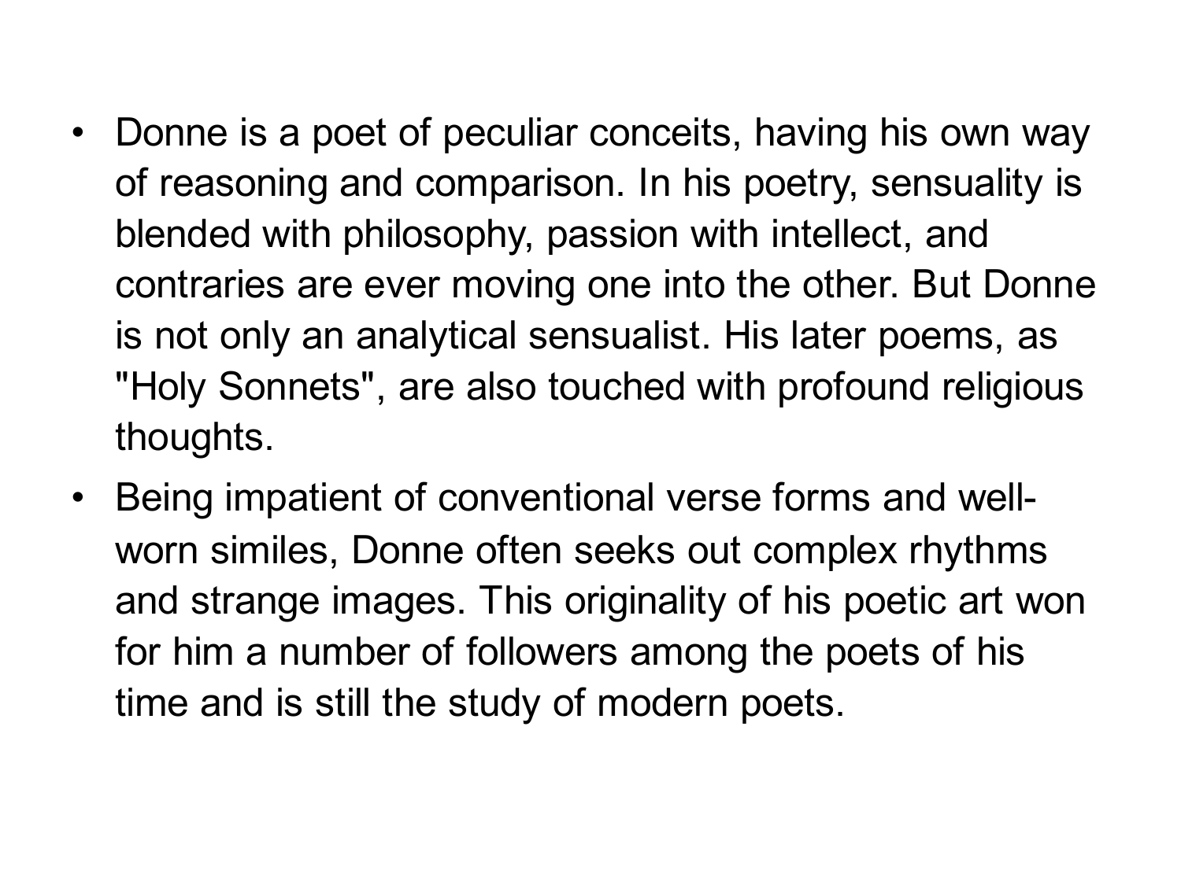- Donne is a poet of peculiar conceits, having his own way of reasoning and comparison. In his poetry, sensuality is blended with philosophy, passion with intellect, and contraries are ever moving one into the other. But Donne is not only an analytical sensualist. His later poems, as "Holy Sonnets", are also touched with profound religious thoughts.
- Being impatient of conventional verse forms and well-worn similes, Donne often seeks out complex rhythms and strange images. This originality of his poetic art won for him a number of followers among the poets of his time and is still the study of modern poets.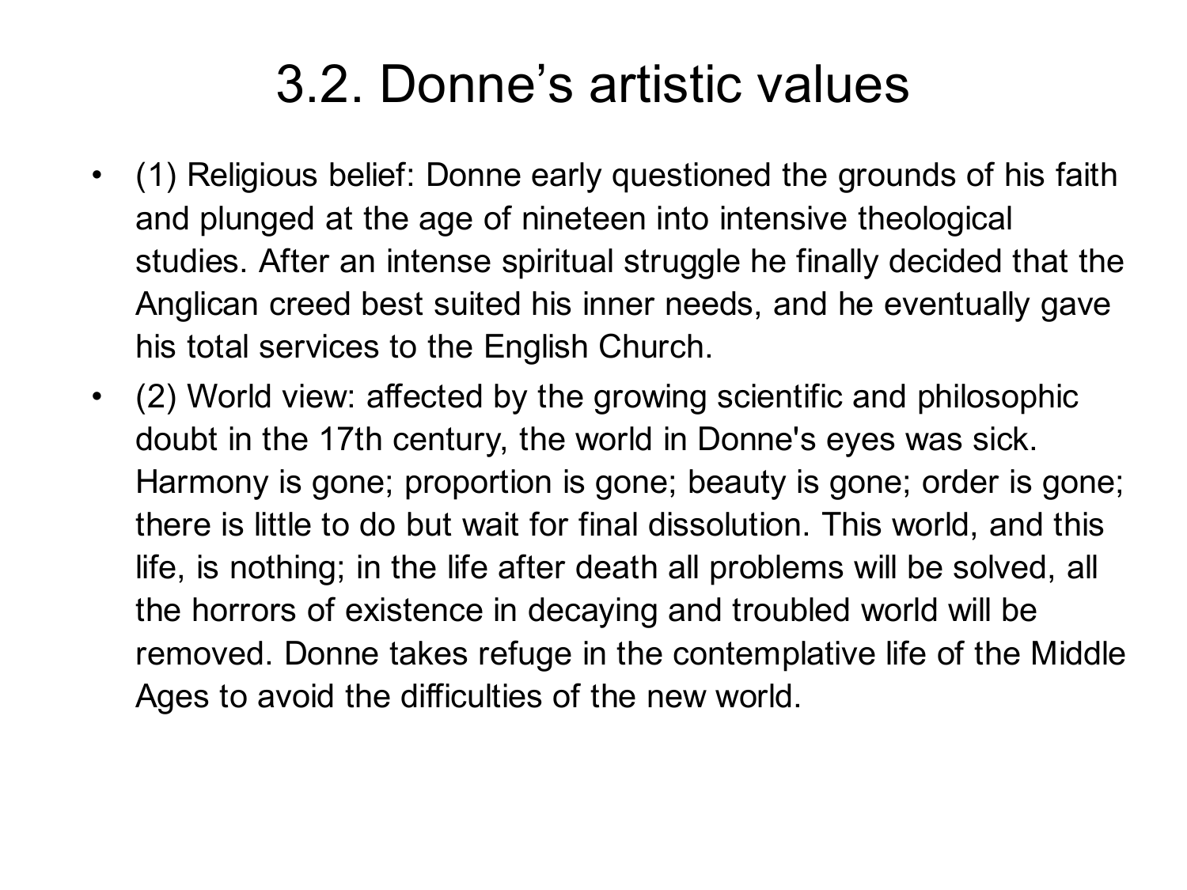# 3.2. Donne's artistic values

- (1) Religious belief: Donne early questioned the grounds of his faith and plunged at the age of nineteen into intensive theological studies. After an intense spiritual struggle he finally decided that the Anglican creed best suited his inner needs, and he eventually gave his total services to the English Church.
- (2) World view: affected by the growing scientific and philosophic doubt in the 17th century, the world in Donne's eyes was sick. Harmony is gone; proportion is gone; beauty is gone; order is gone; there is little to do but wait for final dissolution. This world, and this life, is nothing; in the life after death all problems will be solved, all the horrors of existence in decaying and troubled world will be removed. Donne takes refuge in the contemplative life of the Middle Ages to avoid the difficulties of the new world.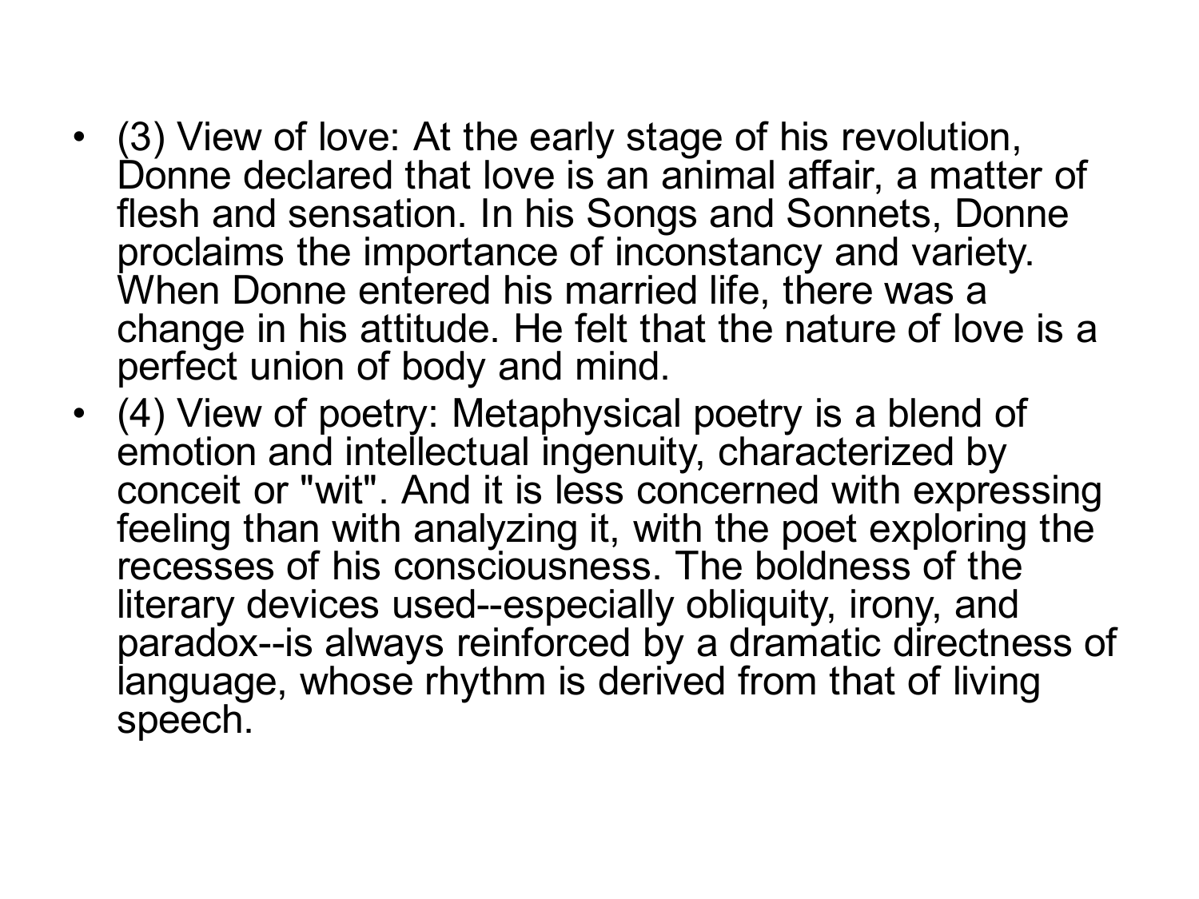- (3) View of love: At the early stage of his revolution, Donne declared that love is an animal affair, a matter of flesh and sensation. In his Songs and Sonnets, Donne proclaims the importance of inconstancy and variety. When Donne entered his married life, there was a change in his attitude. He felt that the nature of love is a perfect union of body and mind.
- (4) View of poetry: Metaphysical poetry is a blend of emotion and intellectual ingenuity, characterized by conceit or "wit". And it is less concerned with expressing feeling than with analyzing it, with the poet exploring the recesses of his consciousness. The boldness of the literary devices used--especially obliquity, irony, and paradox--is always reinforced by a dramatic directness of language, whose rhythm is derived from that of living speech.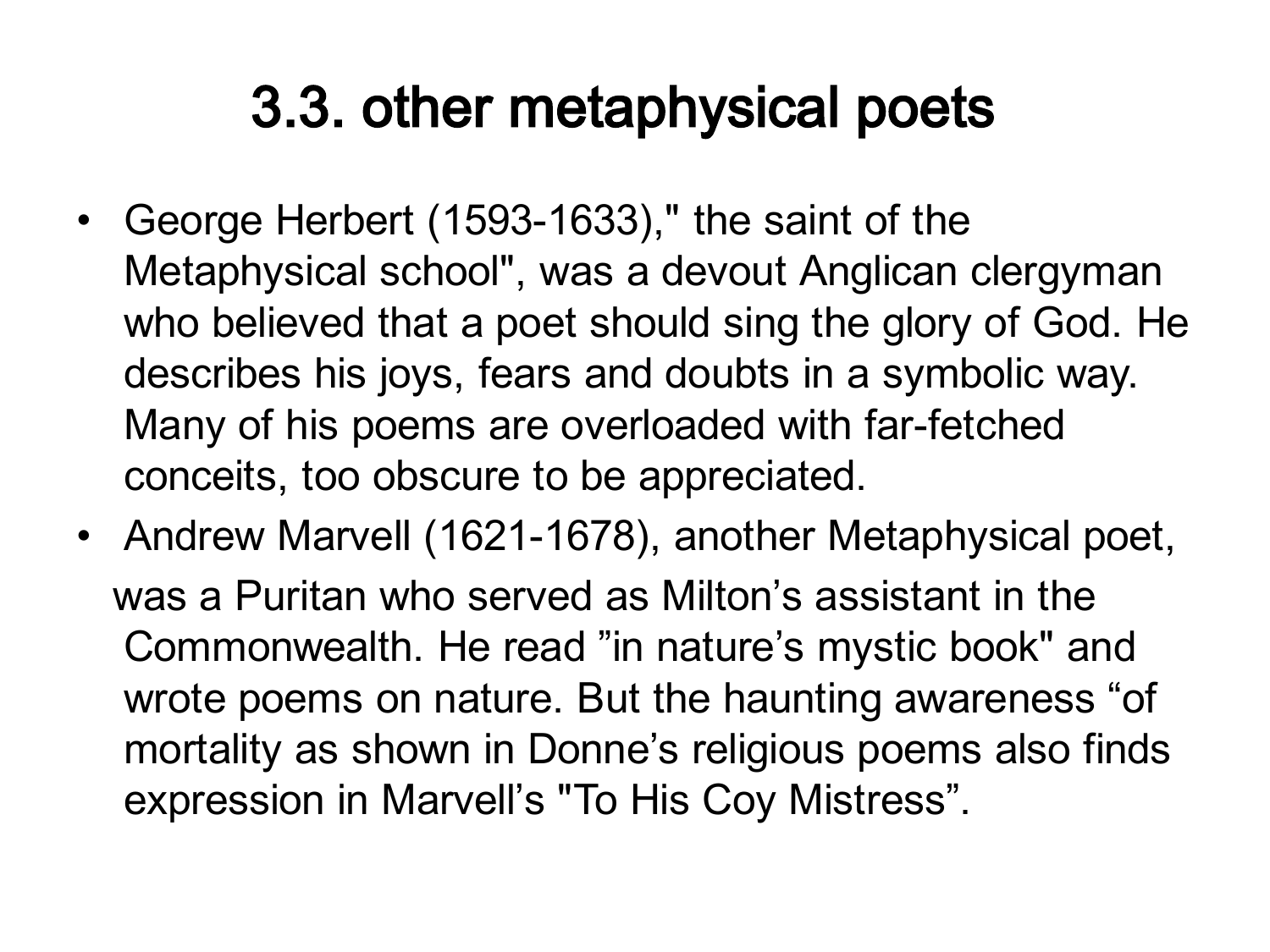# 3.3. other metaphysical poets

- George Herbert (1593-1633)," the saint of the Metaphysical school", was a devout Anglican clergyman who believed that a poet should sing the glory of God. He describes his joys, fears and doubts in a symbolic way. Many of his poems are overloaded with far-fetched conceits, too obscure to be appreciated.
- Andrew Marvell (1621-1678), another Metaphysical poet, was a Puritan who served as Milton's assistant in the Commonwealth. He read "in nature's mystic book" and wrote poems on nature. But the haunting awareness "of mortality as shown in Donne's religious poems also finds expression in Marvell's "To His Coy Mistress".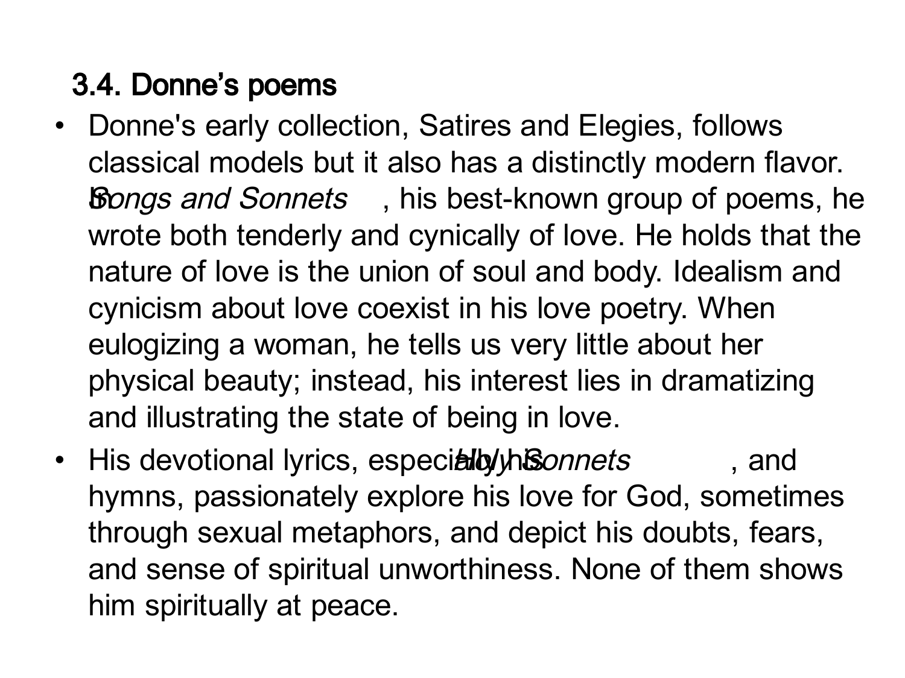### 3.4. Donne's poems

- Donne's early collection, Satires and Elegies, follows classical models but it also has a distinctly modern flavor. In *Songs and Sonnets*, his best-known group of poems, he wrote both tenderly and cynically of love. He holds that the nature of love is the union of soul and body. Idealism and cynicism about love coexist in his love poetry. When eulogizing a woman, he tells us very little about her physical beauty; instead, his interest lies in dramatizing and illustrating the state of being in love.
- His devotional lyrics, especially his *Holy Sonnets*, and hymns, passionately explore his love for God, sometimes through sexual metaphors, and depict his doubts, fears, and sense of spiritual unworthiness. None of them shows him spiritually at peace.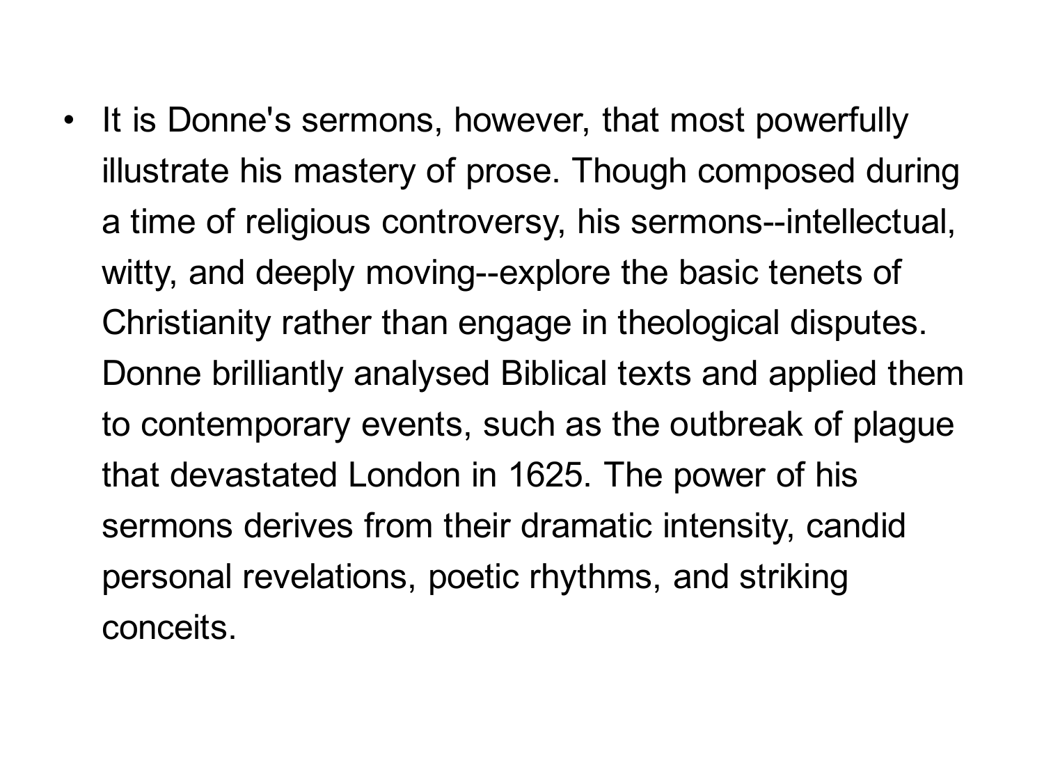- It is Donne's sermons, however, that most powerfully illustrate his mastery of prose. Though composed during a time of religious controversy, his sermons--intellectual, witty, and deeply moving--explore the basic tenets of Christianity rather than engage in theological disputes. Donne brilliantly analysed Biblical texts and applied them to contemporary events, such as the outbreak of plague that devastated London in 1625. The power of his sermons derives from their dramatic intensity, candid personal revelations, poetic rhythms, and striking conceits.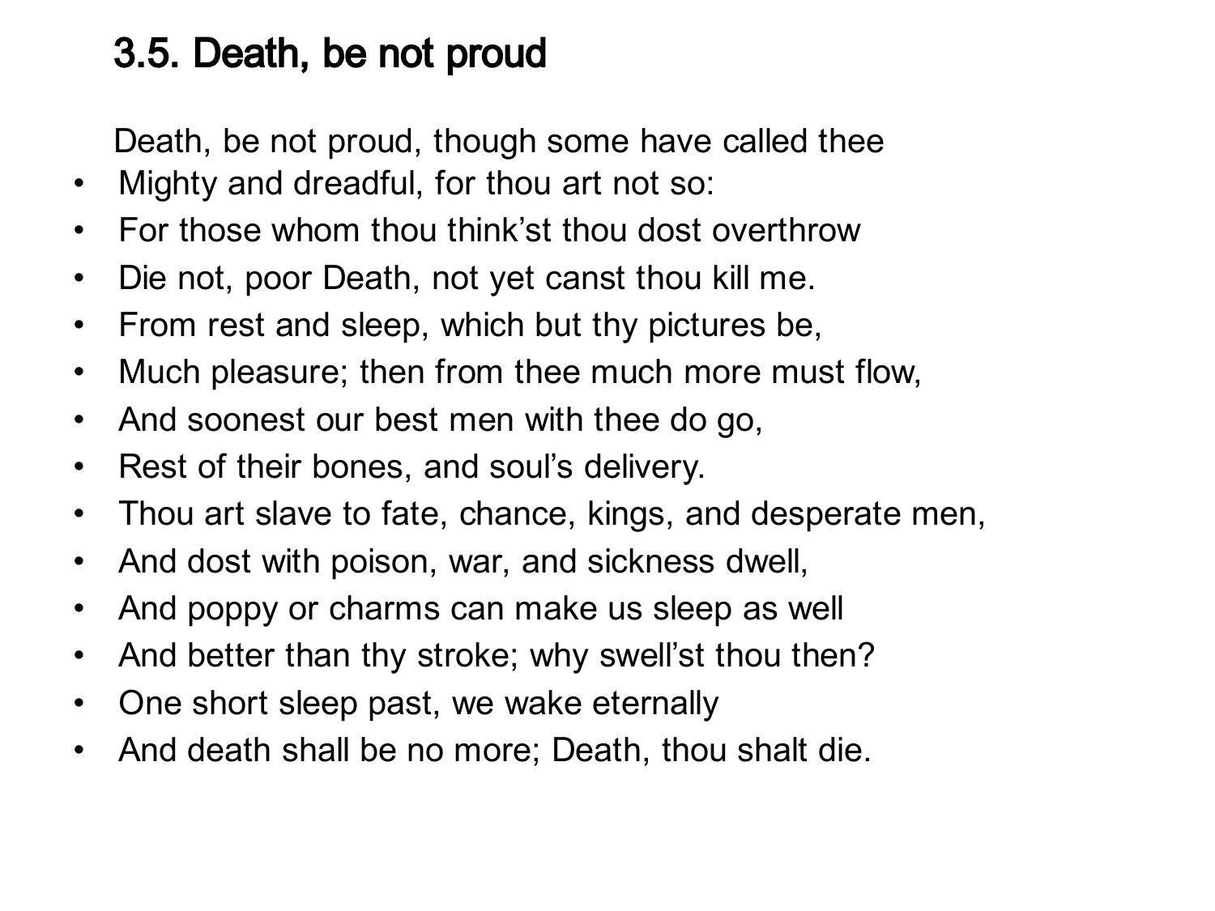## 3.5. Death, be not proud

Death, be not proud, though some have called thee

- Mighty and dreadful, for thou art not so:
- For those whom thou think'st thou dost overthrow
- Die not, poor Death, not yet canst thou kill me.
- From rest and sleep, which but thy pictures be,
- Much pleasure; then from thee much more must flow,
- And soonest our best men with thee do go,
- Rest of their bones, and soul's delivery.
- Thou art slave to fate, chance, kings, and desperate men,
- And dost with poison, war, and sickness dwell,
- And poppy or charms can make us sleep as well
- And better than thy stroke; why swell'st thou then?
- One short sleep past, we wake eternally
- And death shall be no more; Death, thou shalt die.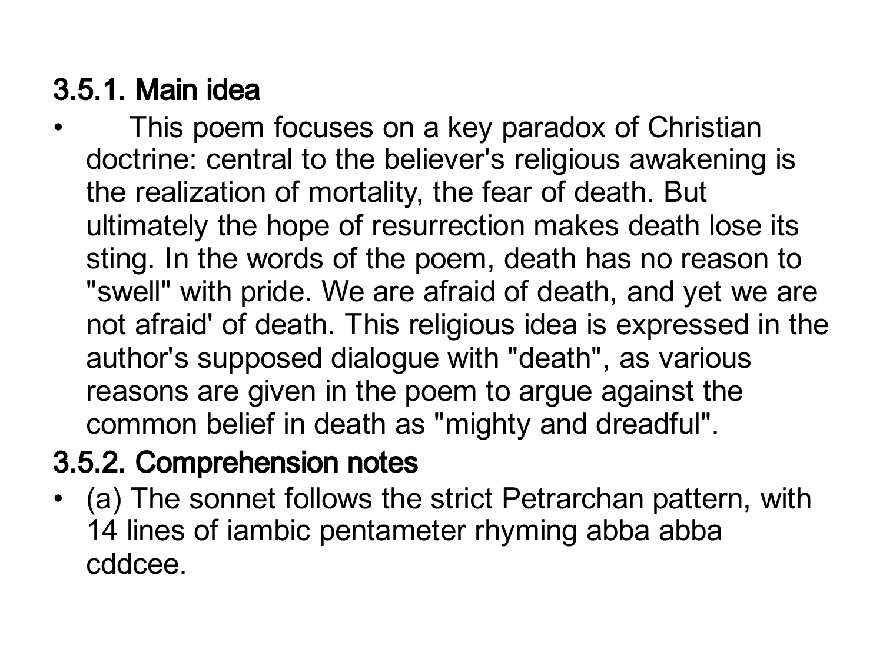### 3.5.1. Main idea

- This poem focuses on a key paradox of Christian doctrine: central to the believer's religious awakening is the realization of mortality, the fear of death. But ultimately the hope of resurrection makes death lose its sting. In the words of the poem, death has no reason to "swell" with pride. We are afraid of death, and yet we are not afraid' of death. This religious idea is expressed in the author's supposed dialogue with "death", as various reasons are given in the poem to argue against the common belief in death as "mighty and dreadful".

### 3.5.2. Comprehension notes

- (a) The sonnet follows the strict Petrarchan pattern, with 14 lines of iambic pentameter rhyming abba abba cddcee.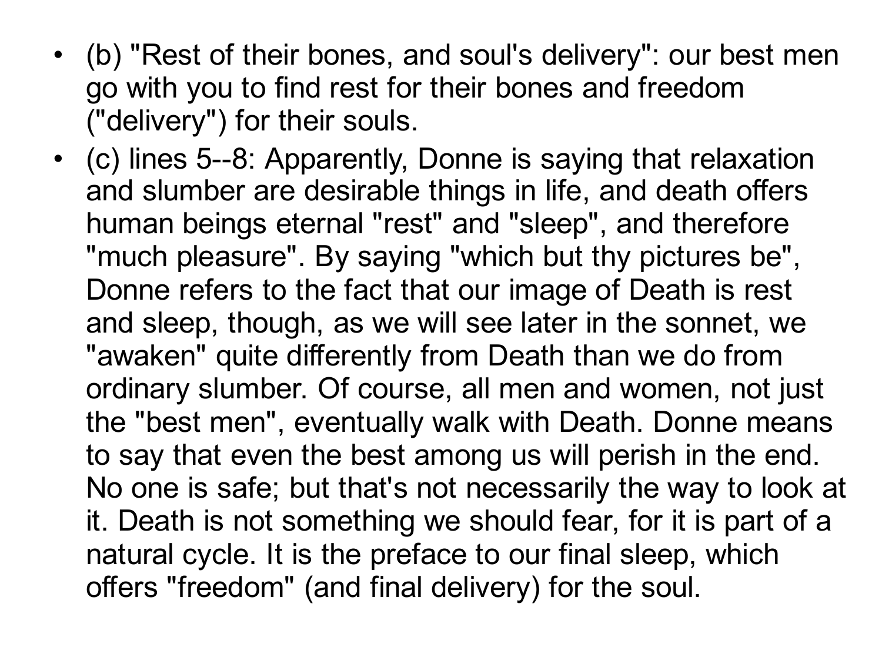- (b) "Rest of their bones, and soul's delivery": our best men go with you to find rest for their bones and freedom ("delivery") for their souls.
- (c) lines 5--8: Apparently, Donne is saying that relaxation and slumber are desirable things in life, and death offers human beings eternal "rest" and "sleep", and therefore "much pleasure". By saying "which but thy pictures be", Donne refers to the fact that our image of Death is rest and sleep, though, as we will see later in the sonnet, we "awaken" quite differently from Death than we do from ordinary slumber. Of course, all men and women, not just the "best men", eventually walk with Death. Donne means to say that even the best among us will perish in the end. No one is safe; but that's not necessarily the way to look at it. Death is not something we should fear, for it is part of a natural cycle. It is the preface to our final sleep, which offers "freedom" (and final delivery) for the soul.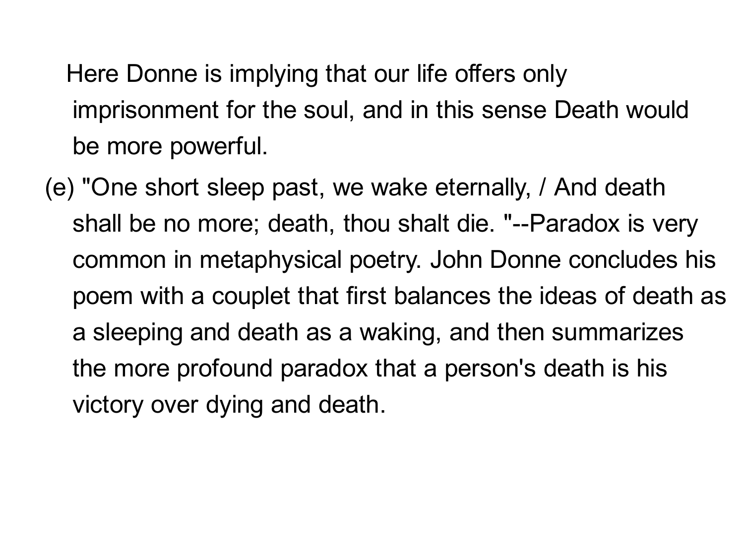Here Donne is implying that our life offers only imprisonment for the soul, and in this sense Death would be more powerful.

(e) "One short sleep past, we wake eternally, / And death shall be no more; death, thou shalt die. "--Paradox is very common in metaphysical poetry. John Donne concludes his poem with a couplet that first balances the ideas of death as a sleeping and death as a waking, and then summarizes the more profound paradox that a person's death is his victory over dying and death.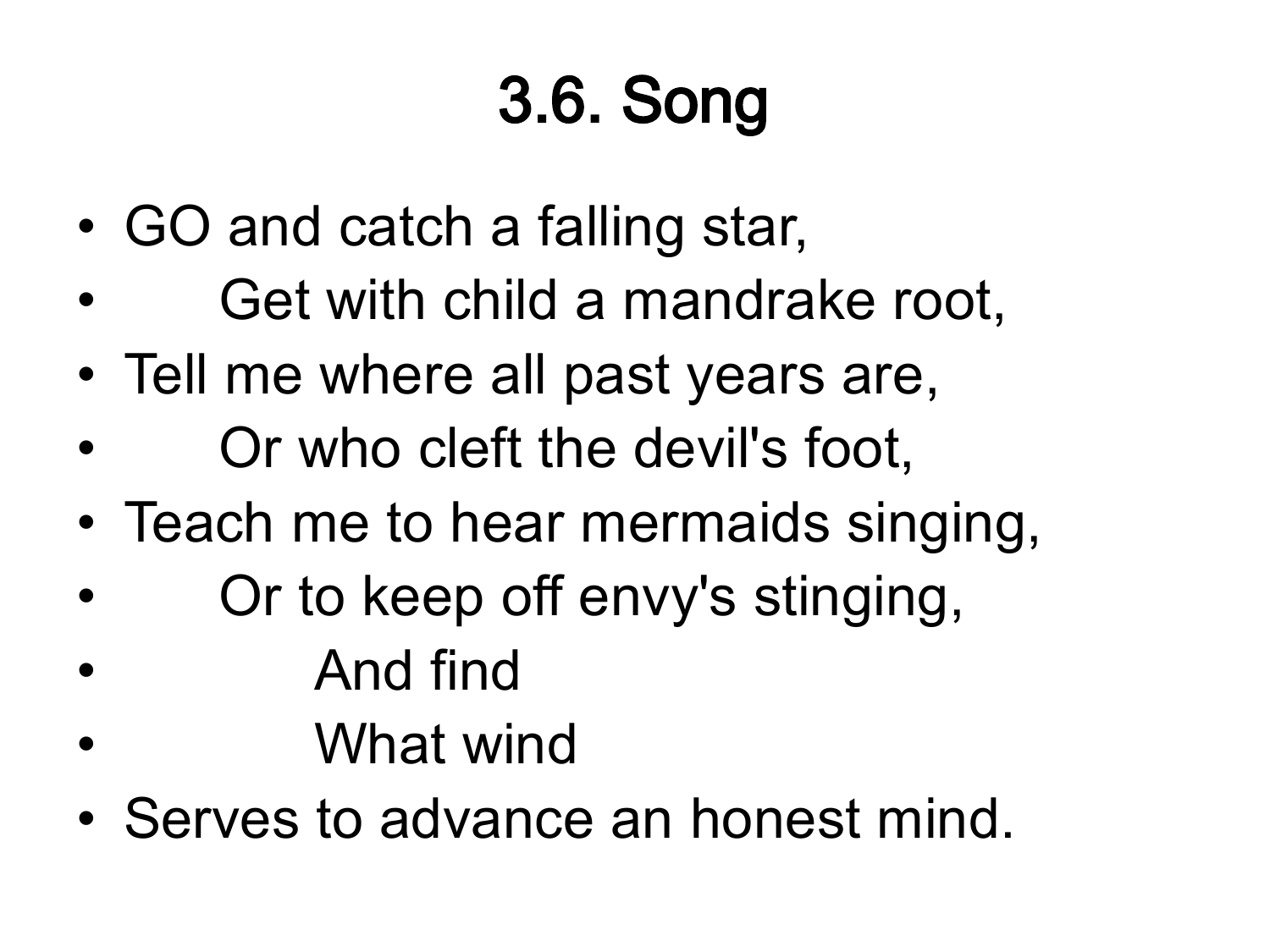# 3.6. Song

- GO and catch a falling star,
-  Get with child a mandrake root,
- Tell me where all past years are,
-  Or who cleft the devil's foot,
- Teach me to hear mermaids singing,
-  Or to keep off envy's stinging,
-   And find
-   What wind
- Serves to advance an honest mind.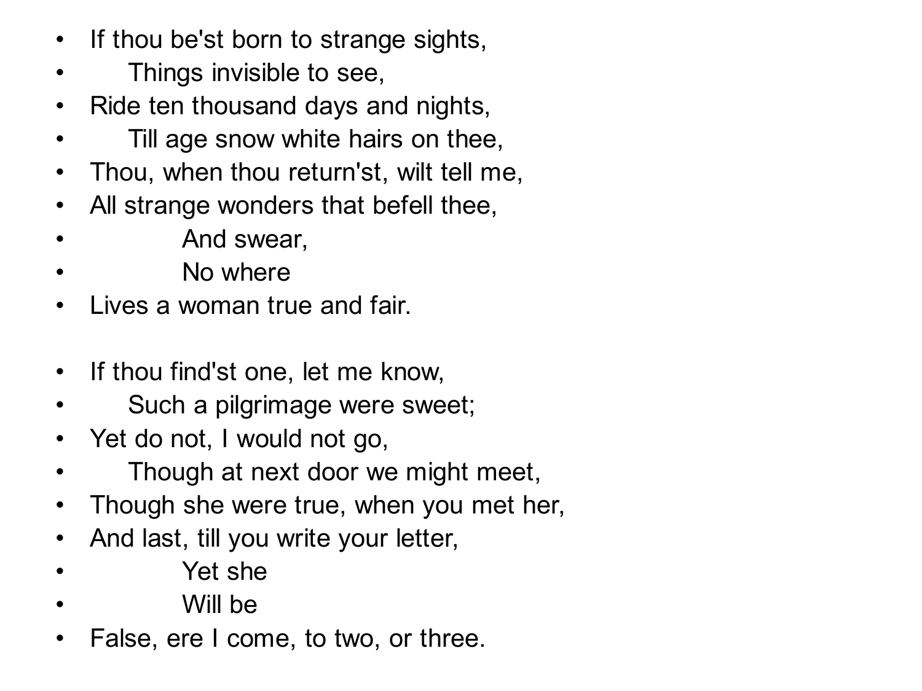- If thou be'st born to strange sights,
- Things invisible to see,
- Ride ten thousand days and nights,
- Till age snow white hairs on thee,
- Thou, when thou return'st, wilt tell me,
- All strange wonders that befell thee,
- And swear,
- No where
- Lives a woman true and fair.

- If thou find'st one, let me know,
- Such a pilgrimage were sweet;
- Yet do not, I would not go,
- Though at next door we might meet,
- Though she were true, when you met her,
- And last, till you write your letter,
- Yet she
- Will be
- False, ere I come, to two, or three.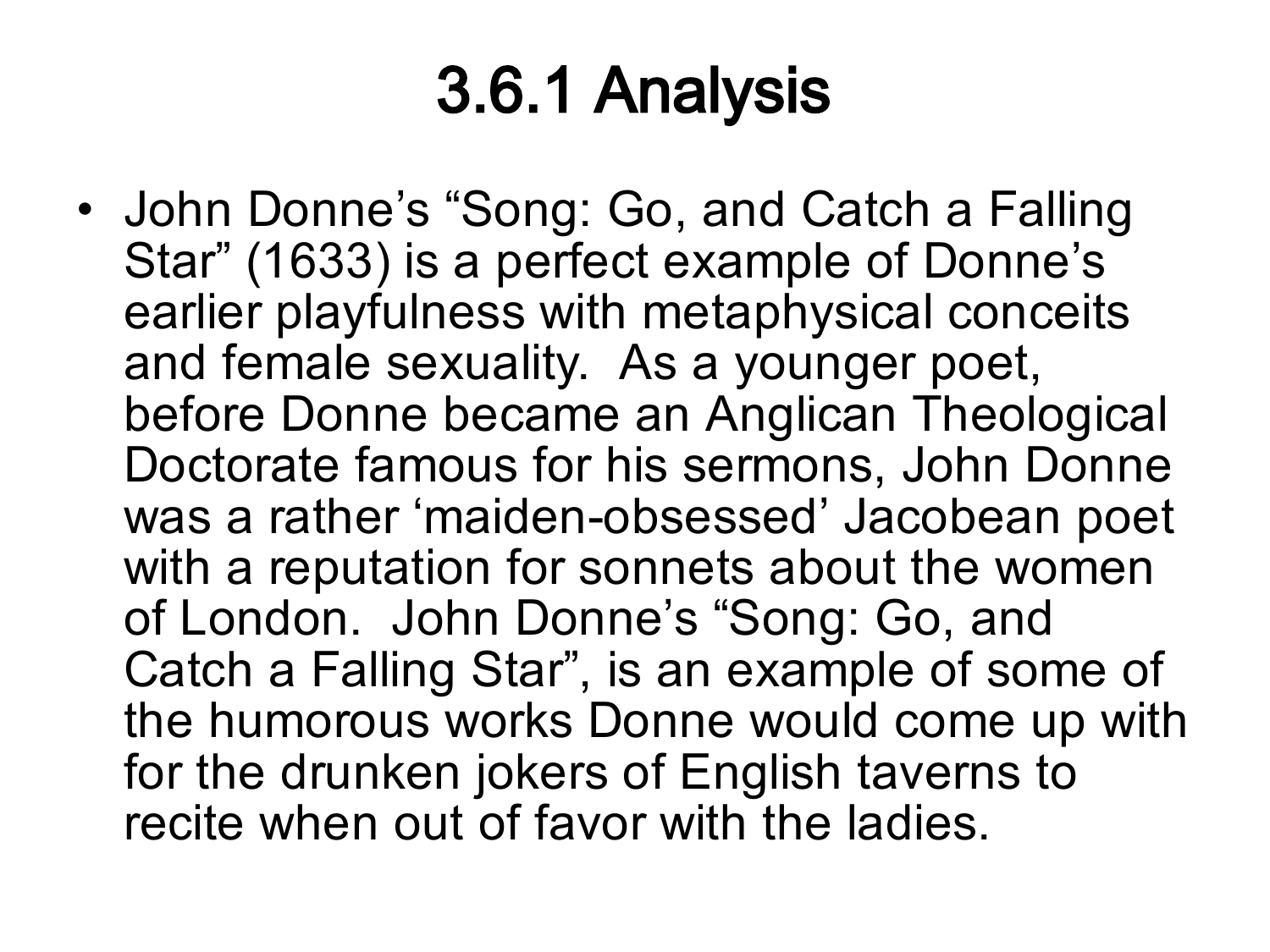# 3.6.1 Analysis

- John Donne’s “Song: Go, and Catch a Falling Star” (1633) is a perfect example of Donne’s earlier playfulness with metaphysical conceits and female sexuality. As a younger poet, before Donne became an Anglican Theological Doctorate famous for his sermons, John Donne was a rather ‘maiden-obsessed’ Jacobean poet with a reputation for sonnets about the women of London. John Donne’s “Song: Go, and Catch a Falling Star”, is an example of some of the humorous works Donne would come up with for the drunken jokers of English taverns to recite when out of favor with the ladies.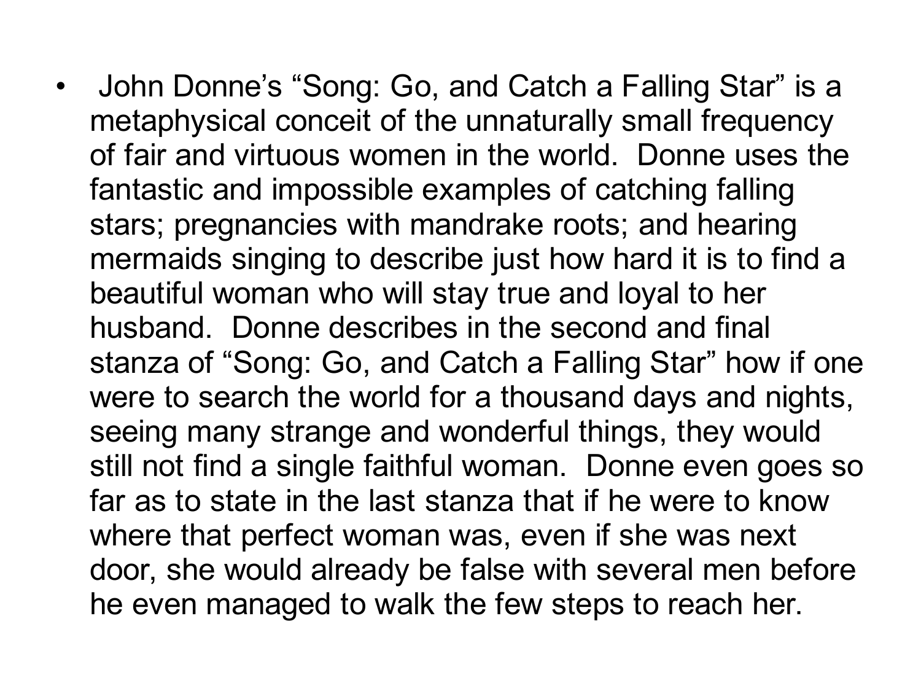- John Donne's "Song: Go, and Catch a Falling Star" is a metaphysical conceit of the unnaturally small frequency of fair and virtuous women in the world. Donne uses the fantastic and impossible examples of catching falling stars; pregnancies with mandrake roots; and hearing mermaids singing to describe just how hard it is to find a beautiful woman who will stay true and loyal to her husband. Donne describes in the second and final stanza of "Song: Go, and Catch a Falling Star" how if one were to search the world for a thousand days and nights, seeing many strange and wonderful things, they would still not find a single faithful woman. Donne even goes so far as to state in the last stanza that if he were to know where that perfect woman was, even if she was next door, she would already be false with several men before he even managed to walk the few steps to reach her.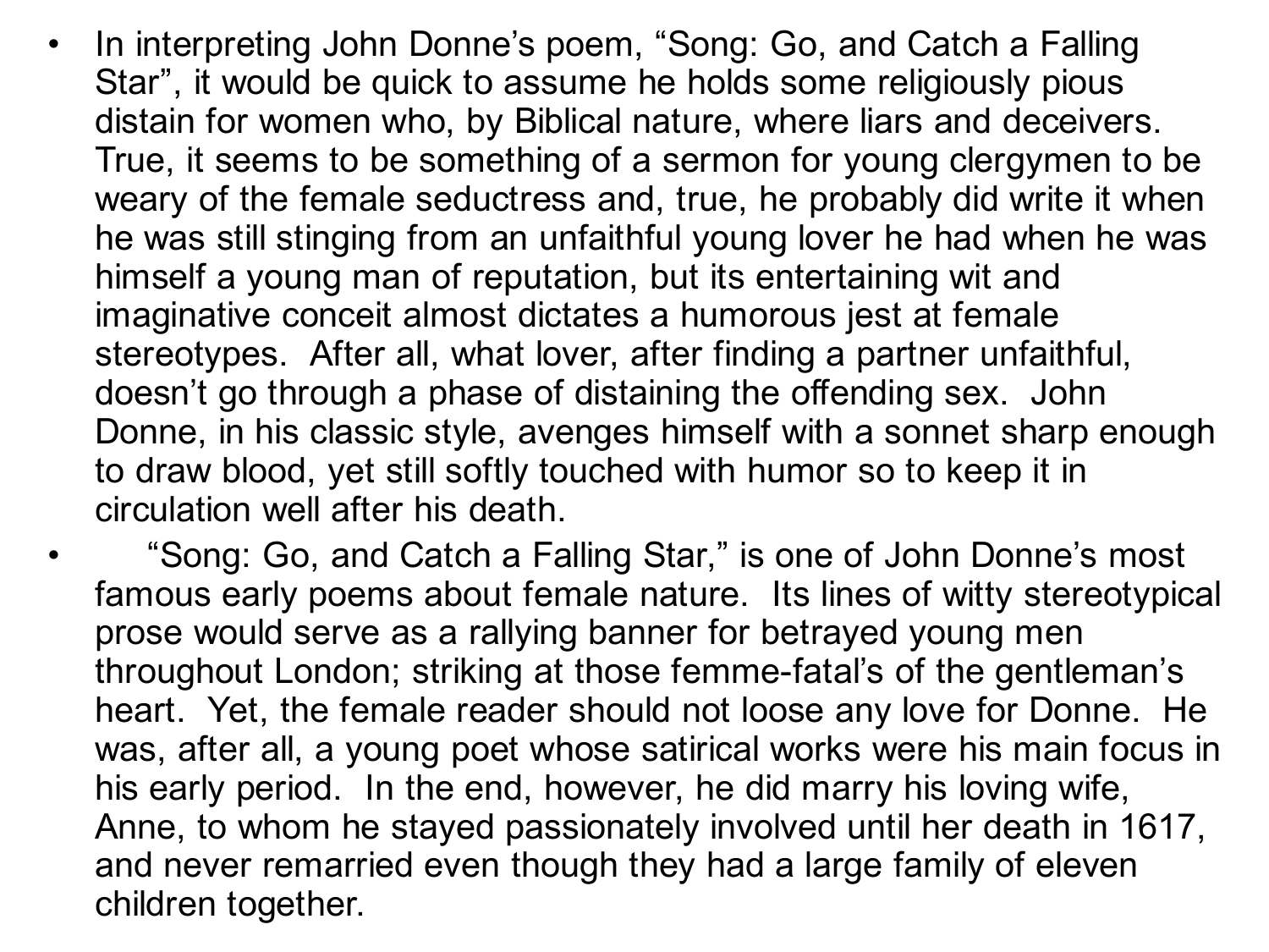- In interpreting John Donne's poem, "Song: Go, and Catch a Falling Star", it would be quick to assume he holds some religiously pious distain for women who, by Biblical nature, where liars and deceivers. True, it seems to be something of a sermon for young clergymen to be weary of the female seductress and, true, he probably did write it when he was still stinging from an unfaithful young lover he had when he was himself a young man of reputation, but its entertaining wit and imaginative conceit almost dictates a humorous jest at female stereotypes. After all, what lover, after finding a partner unfaithful, doesn't go through a phase of distaining the offending sex. John Donne, in his classic style, avenges himself with a sonnet sharp enough to draw blood, yet still softly touched with humor so to keep it in circulation well after his death.
- "Song: Go, and Catch a Falling Star," is one of John Donne's most famous early poems about female nature. Its lines of witty stereotypical prose would serve as a rallying banner for betrayed young men throughout London; striking at those femme-fatal's of the gentleman's heart. Yet, the female reader should not loose any love for Donne. He was, after all, a young poet whose satirical works were his main focus in his early period. In the end, however, he did marry his loving wife, Anne, to whom he stayed passionately involved until her death in 1617, and never remarried even though they had a large family of eleven children together.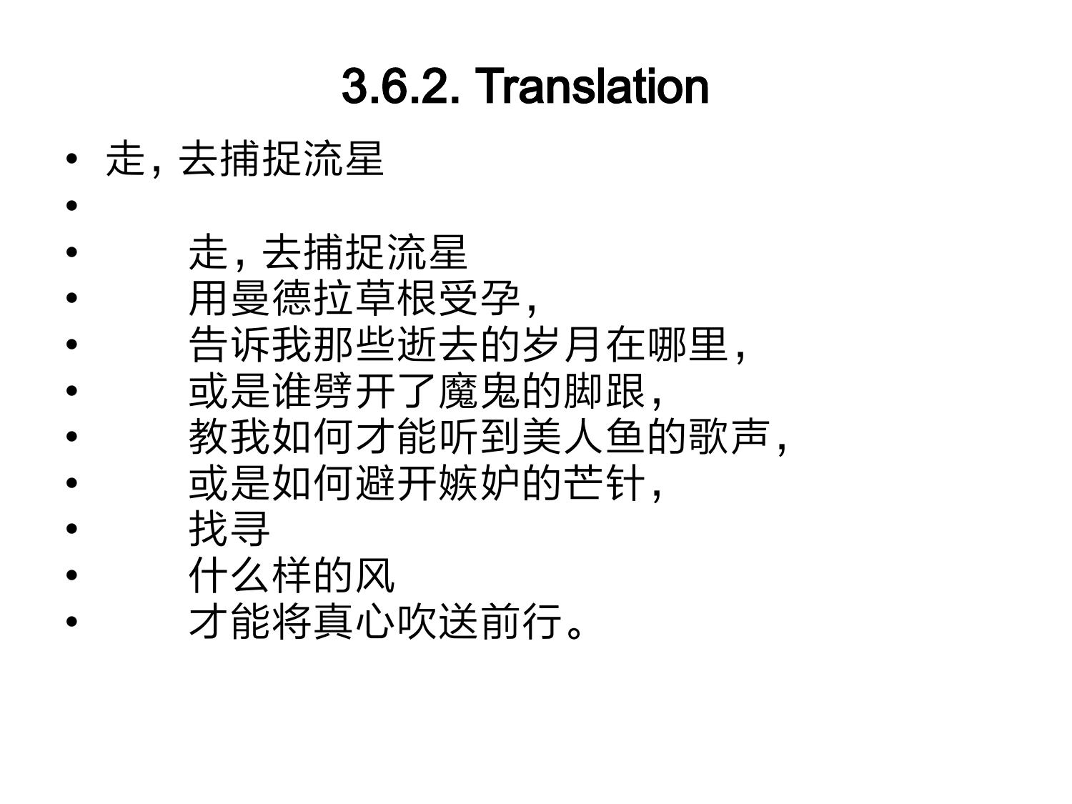# 3.6.2. Translation

- 走，去捕捉流星
- 
- 走，去捕捉流星
- 用曼德拉草根受孕，
- 告诉我那些逝去的岁月在哪里，
- 或是谁劈开了魔鬼的脚跟，
- 教我如何才能听到美人鱼的歌声，
- 或是如何避开嫉妒的芒针，
- 找寻
- 什么样的风
- 才能将真心吹送前行。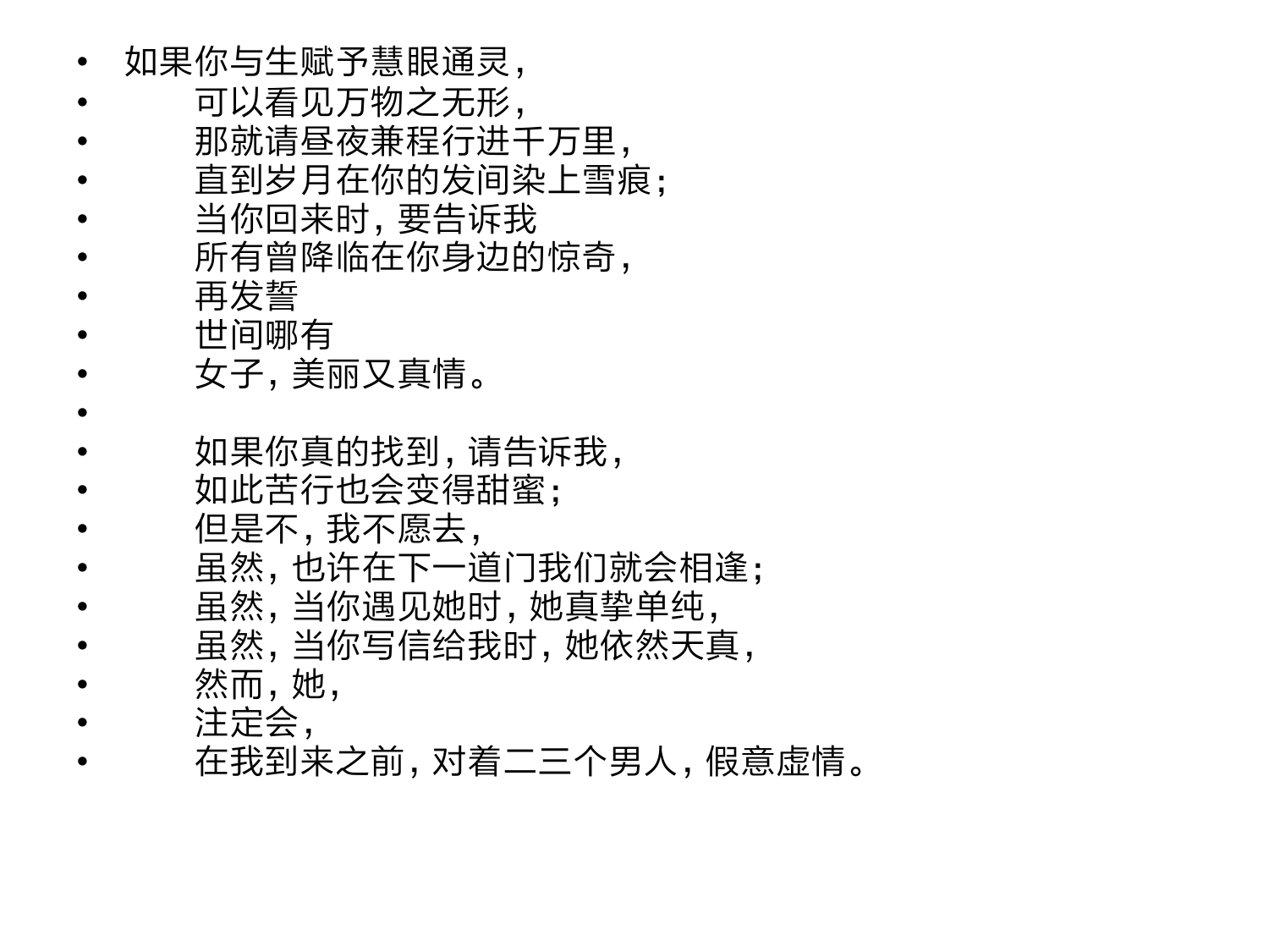- 如果你与生赋予慧眼通灵，
- 可以看见万物之无形，
- 那就请昼夜兼程行进千万里，
- 直到岁月在你的发间染上雪痕；
- 当你回来时，要告诉我
- 所有曾降临在你身边的惊奇，
- 再发誓
- 世间哪有
- 女子，美丽又真情。
- 
- 如果你真的找到，请告诉我，
- 如此苦行也会变得甜蜜；
- 但是不，我不愿去，
- 虽然，也许在下一道门我们就会相逢；
- 虽然，当你遇见她时，她真挚单纯，
- 虽然，当你写信给我时，她依然天真，
- 然而，她，
- 注定会，
- 在我到来之前，对着二三个男人，假意虚情。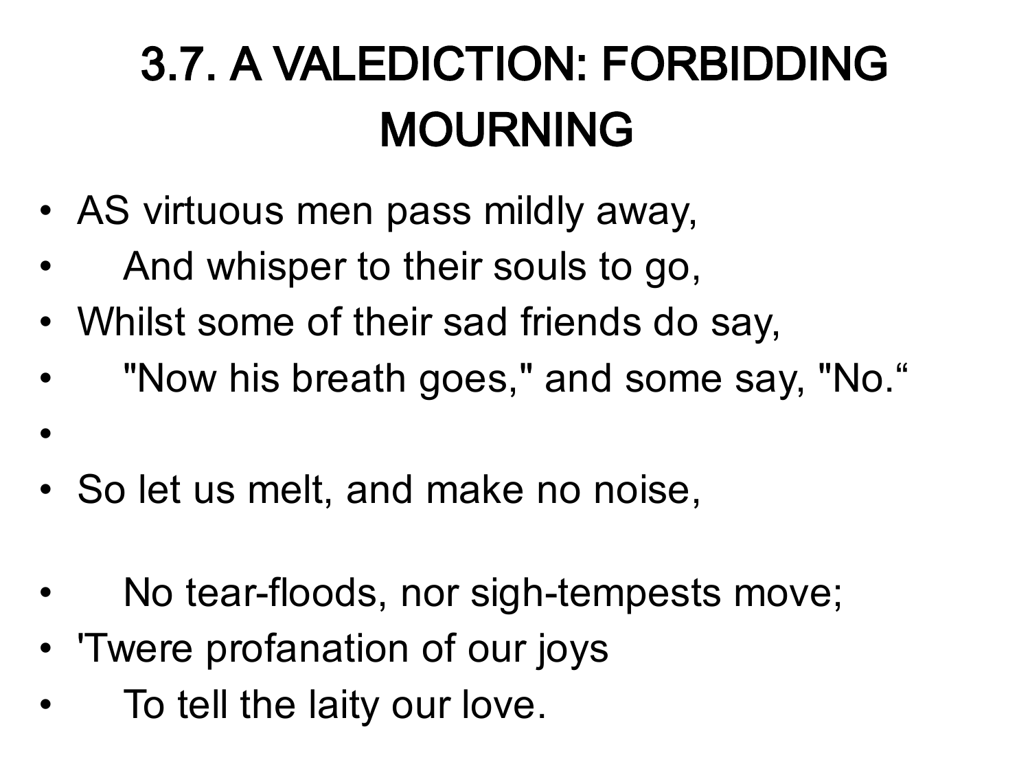# 3.7. A VALEDICTION: FORBIDDING MOURNING

- AS virtuous men pass mildly away,
-     And whisper to their souls to go,
- Whilst some of their sad friends do say,
-     "Now his breath goes," and some say, "No.“
- 
- So let us melt, and make no noise,
-     No tear-floods, nor sigh-tempests move;
- 'Twere profanation of our joys
-     To tell the laity our love.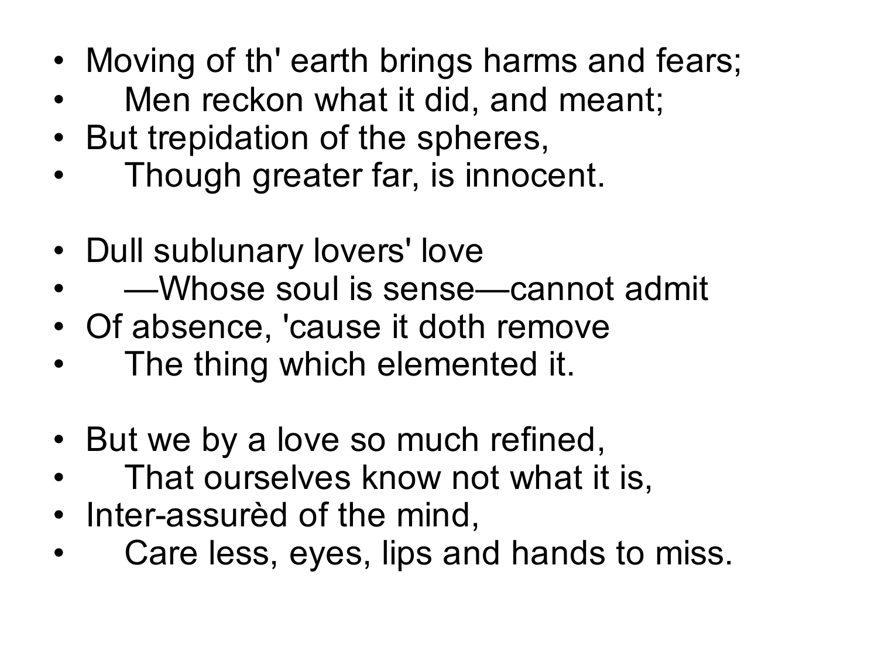- Moving of th' earth brings harms and fears;
-     Men reckon what it did, and meant;
- But trepidation of the spheres,
-     Though greater far, is innocent.

- Dull sublunary lovers' love
-     —Whose soul is sense—cannot admit
- Of absence, 'cause it doth remove
-     The thing which elemented it.

- But we by a love so much refined,
-     That ourselves know not what it is,
- Inter-assurèd of the mind,
-     Care less, eyes, lips and hands to miss.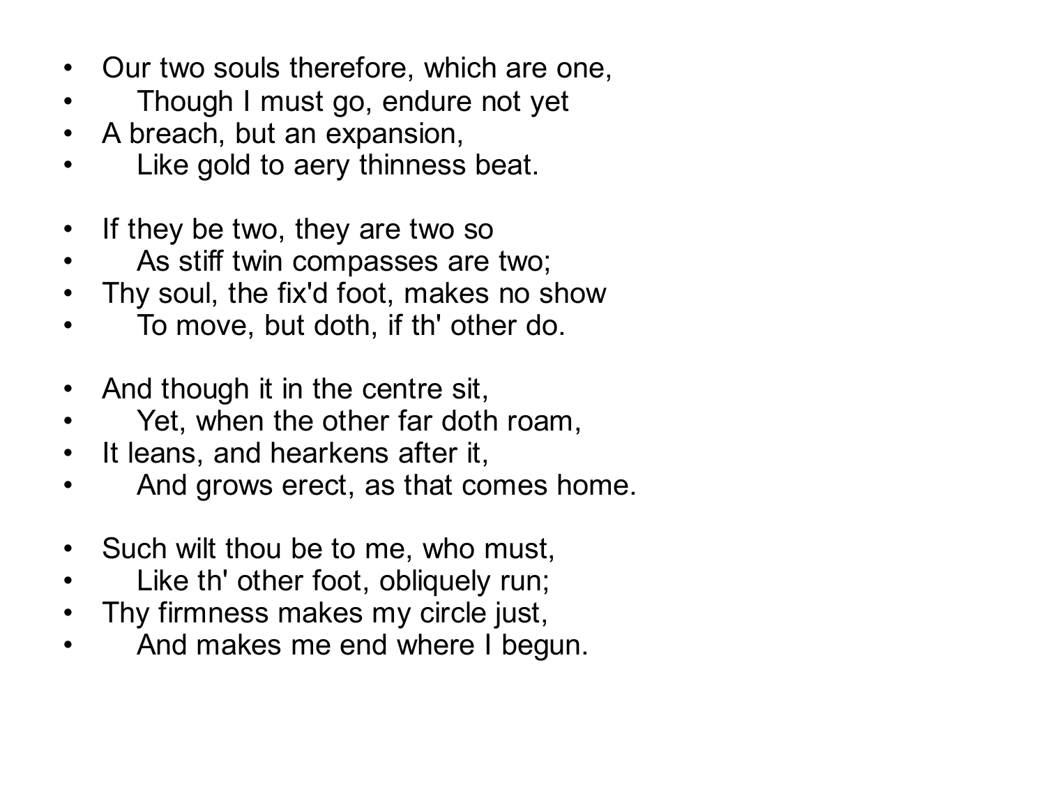- Our two souls therefore, which are one,
- Though I must go, endure not yet
- A breach, but an expansion,
- Like gold to aery thinness beat.

- If they be two, they are two so
- As stiff twin compasses are two;
- Thy soul, the fix'd foot, makes no show
- To move, but doth, if th' other do.

- And though it in the centre sit,
- Yet, when the other far doth roam,
- It leans, and hearkens after it,
- And grows erect, as that comes home.

- Such wilt thou be to me, who must,
- Like th' other foot, obliquely run;
- Thy firmness makes my circle just,
- And makes me end where I begun.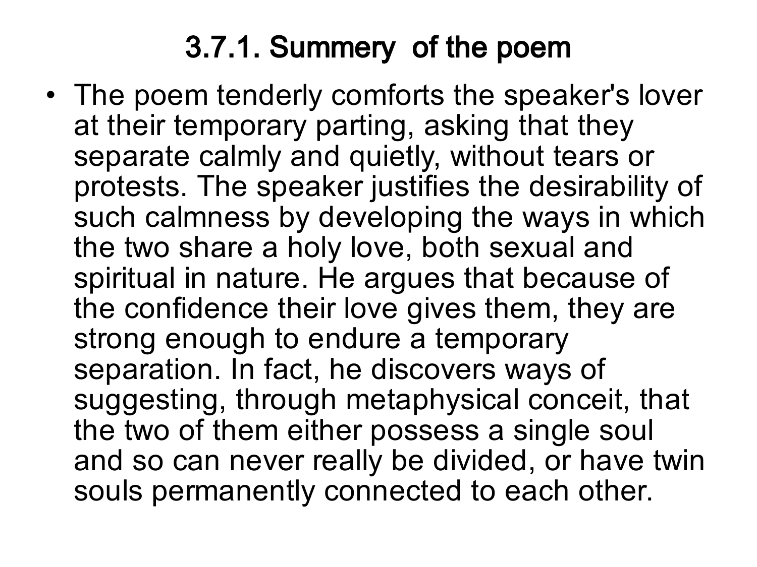## 3.7.1. Summery of the poem

- The poem tenderly comforts the speaker's lover at their temporary parting, asking that they separate calmly and quietly, without tears or protests. The speaker justifies the desirability of such calmness by developing the ways in which the two share a holy love, both sexual and spiritual in nature. He argues that because of the confidence their love gives them, they are strong enough to endure a temporary separation. In fact, he discovers ways of suggesting, through metaphysical conceit, that the two of them either possess a single soul and so can never really be divided, or have twin souls permanently connected to each other.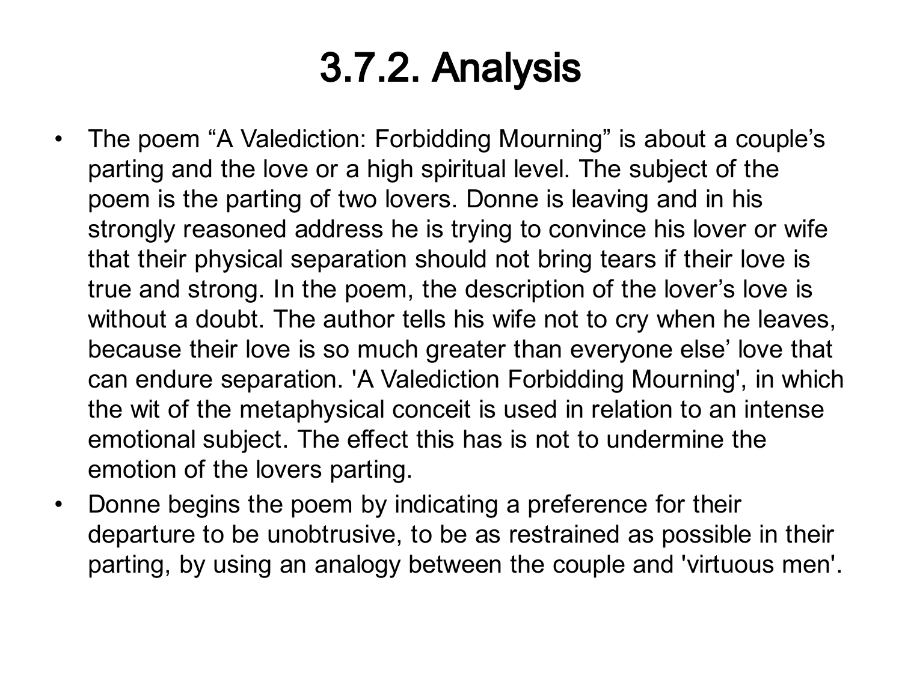# 3.7.2. Analysis

- The poem “A Valediction: Forbidding Mourning” is about a couple’s parting and the love or a high spiritual level. The subject of the poem is the parting of two lovers. Donne is leaving and in his strongly reasoned address he is trying to convince his lover or wife that their physical separation should not bring tears if their love is true and strong. In the poem, the description of the lover’s love is without a doubt. The author tells his wife not to cry when he leaves, because their love is so much greater than everyone else’ love that can endure separation. 'A Valediction Forbidding Mourning', in which the wit of the metaphysical conceit is used in relation to an intense emotional subject. The effect this has is not to undermine the emotion of the lovers parting.
- Donne begins the poem by indicating a preference for their departure to be unobtrusive, to be as restrained as possible in their parting, by using an analogy between the couple and 'virtuous men'.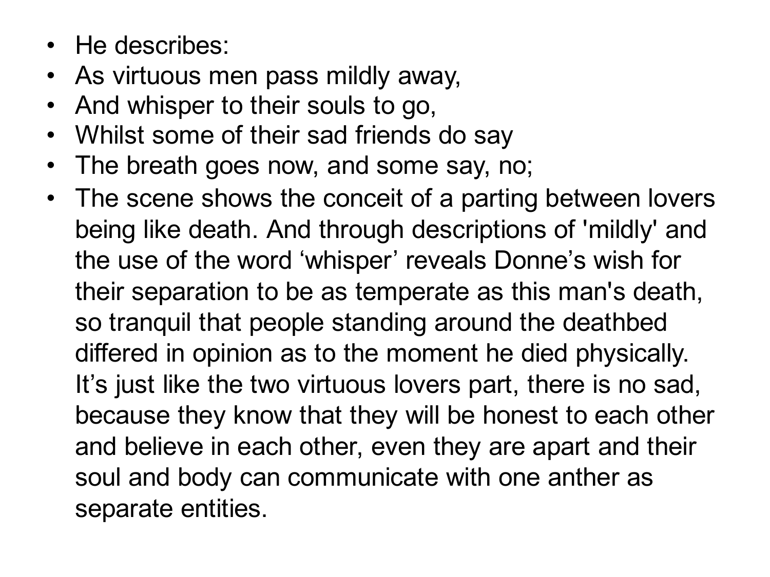- He describes:
- As virtuous men pass mildly away,
- And whisper to their souls to go,
- Whilst some of their sad friends do say
- The breath goes now, and some say, no;
- The scene shows the conceit of a parting between lovers being like death. And through descriptions of 'mildly' and the use of the word ‘whisper’ reveals Donne’s wish for their separation to be as temperate as this man's death, so tranquil that people standing around the deathbed differed in opinion as to the moment he died physically. It’s just like the two virtuous lovers part, there is no sad, because they know that they will be honest to each other and believe in each other, even they are apart and their soul and body can communicate with one anther as separate entities.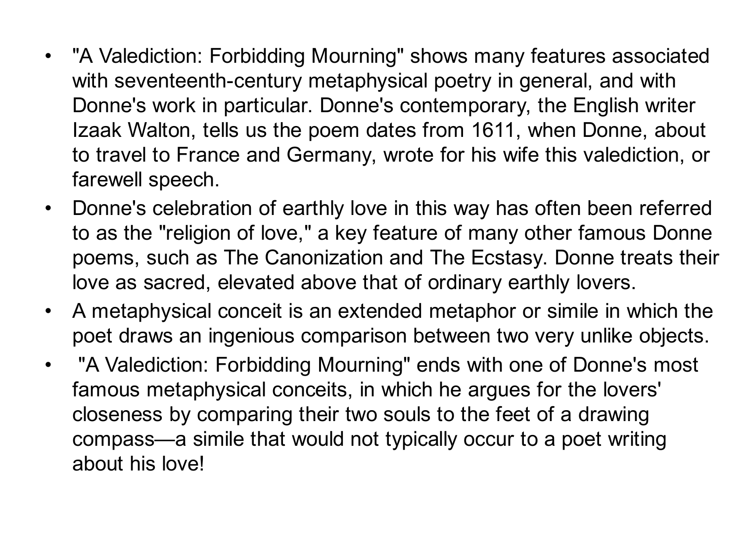- "A Valediction: Forbidding Mourning" shows many features associated with seventeenth-century metaphysical poetry in general, and with Donne's work in particular. Donne's contemporary, the English writer Izaak Walton, tells us the poem dates from 1611, when Donne, about to travel to France and Germany, wrote for his wife this valediction, or farewell speech.
- Donne's celebration of earthly love in this way has often been referred to as the "religion of love," a key feature of many other famous Donne poems, such as The Canonization and The Ecstasy. Donne treats their love as sacred, elevated above that of ordinary earthly lovers.
- A metaphysical conceit is an extended metaphor or simile in which the poet draws an ingenious comparison between two very unlike objects.
- "A Valediction: Forbidding Mourning" ends with one of Donne's most famous metaphysical conceits, in which he argues for the lovers' closeness by comparing their two souls to the feet of a drawing compass—a simile that would not typically occur to a poet writing about his love!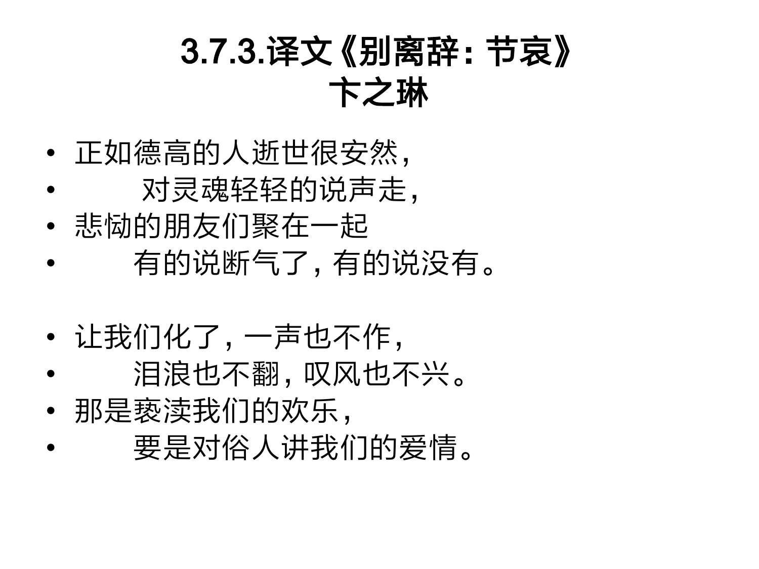# 3.7.3.译文《别离辞：节哀》
# 卞之琳

- 正如德高的人逝世很安然，
- 对灵魂轻轻的说声走，
- 悲恸的朋友们聚在一起
- 有的说断气了，有的说没有。

- 让我们化了，一声也不作，
- 泪浪也不翻，叹风也不兴。
- 那是亵渎我们的欢乐，
- 要是对俗人讲我们的爱情。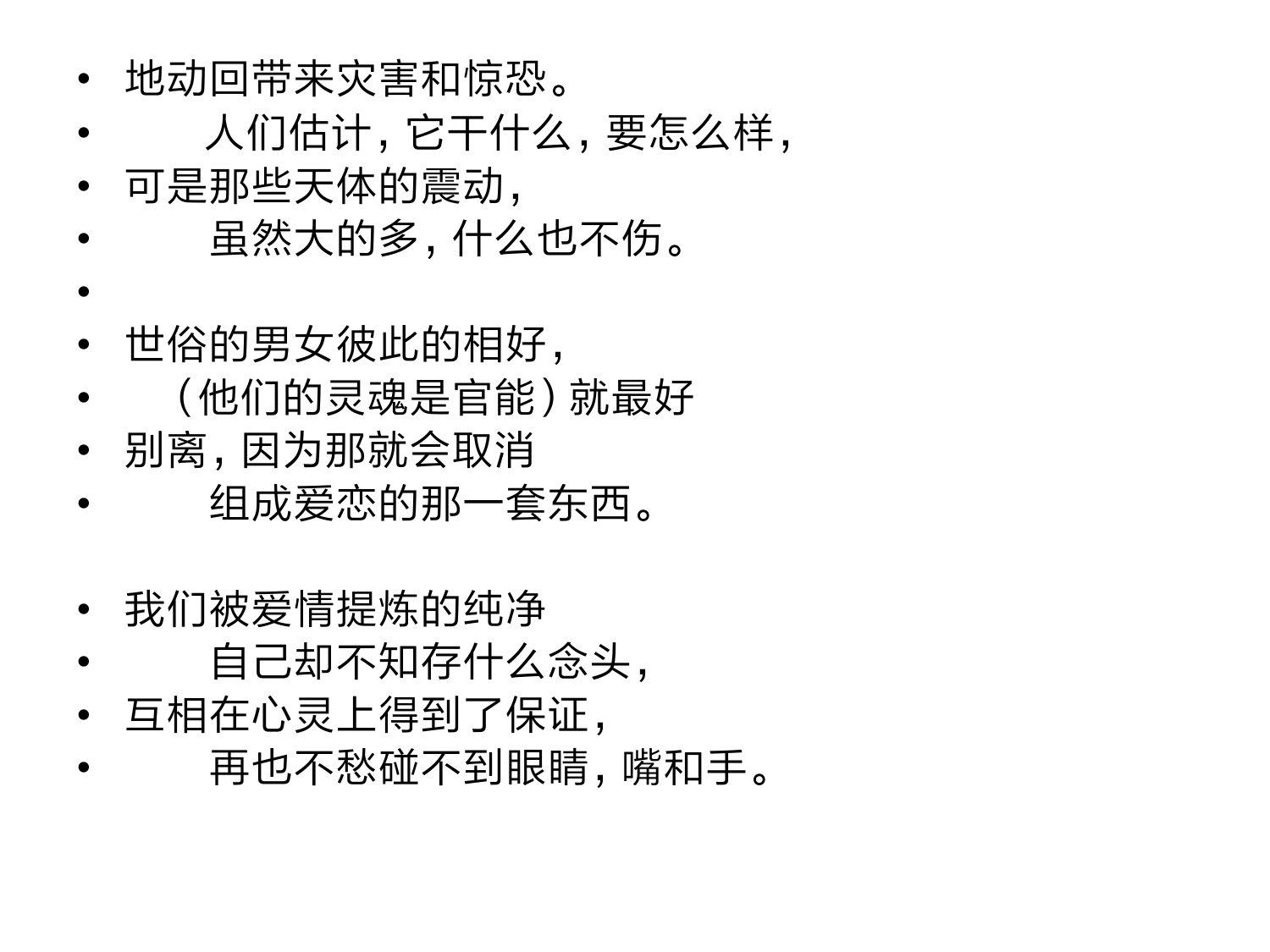- 地动回带来灾害和惊恐。
-         人们估计，它干什么，要怎么样，
- 可是那些天体的震动，
-         虽然大的多，什么也不伤。
- 
- 世俗的男女彼此的相好，
-     （他们的灵魂是官能）就最好
- 别离，因为那就会取消
-         组成爱恋的那一套东西。

- 我们被爱情提炼的纯净
-         自己却不知存什么念头，
- 互相在心灵上得到了保证，
-         再也不愁碰不到眼睛，嘴和手。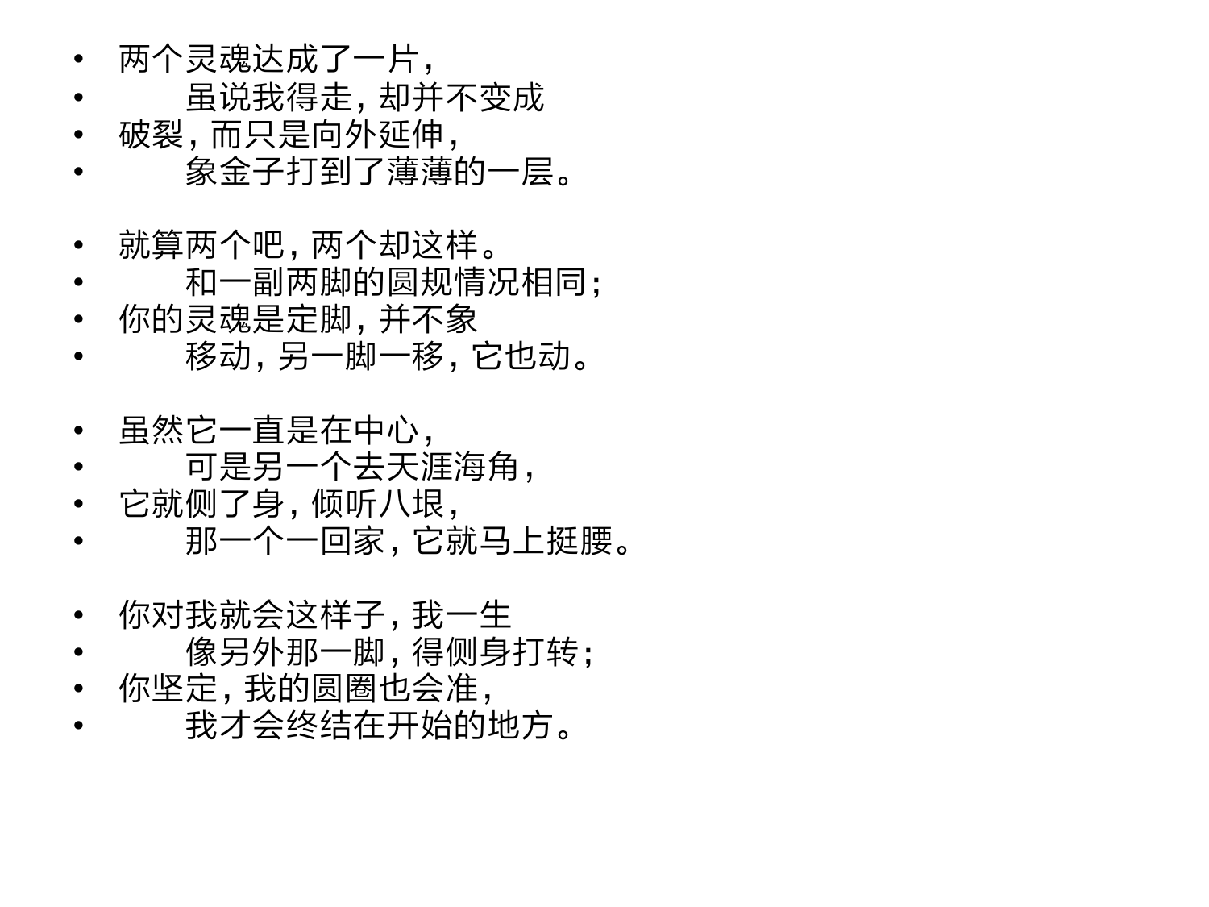- 两个灵魂达成了一片，
- 虽说我得走，却并不变成
- 破裂，而只是向外延伸，
- 象金子打到了薄薄的一层。

- 就算两个吧，两个却这样。
- 和一副两脚的圆规情况相同；
- 你的灵魂是定脚，并不象
- 移动，另一脚一移，它也动。

- 虽然它一直是在中心，
- 可是另一个去天涯海角，
- 它就侧了身，倾听八垠，
- 那一个一回家，它就马上挺腰。

- 你对我就会这样子，我一生
- 像另外那一脚，得侧身打转；
- 你坚定，我的圆圈也会准，
- 我才会终结在开始的地方。